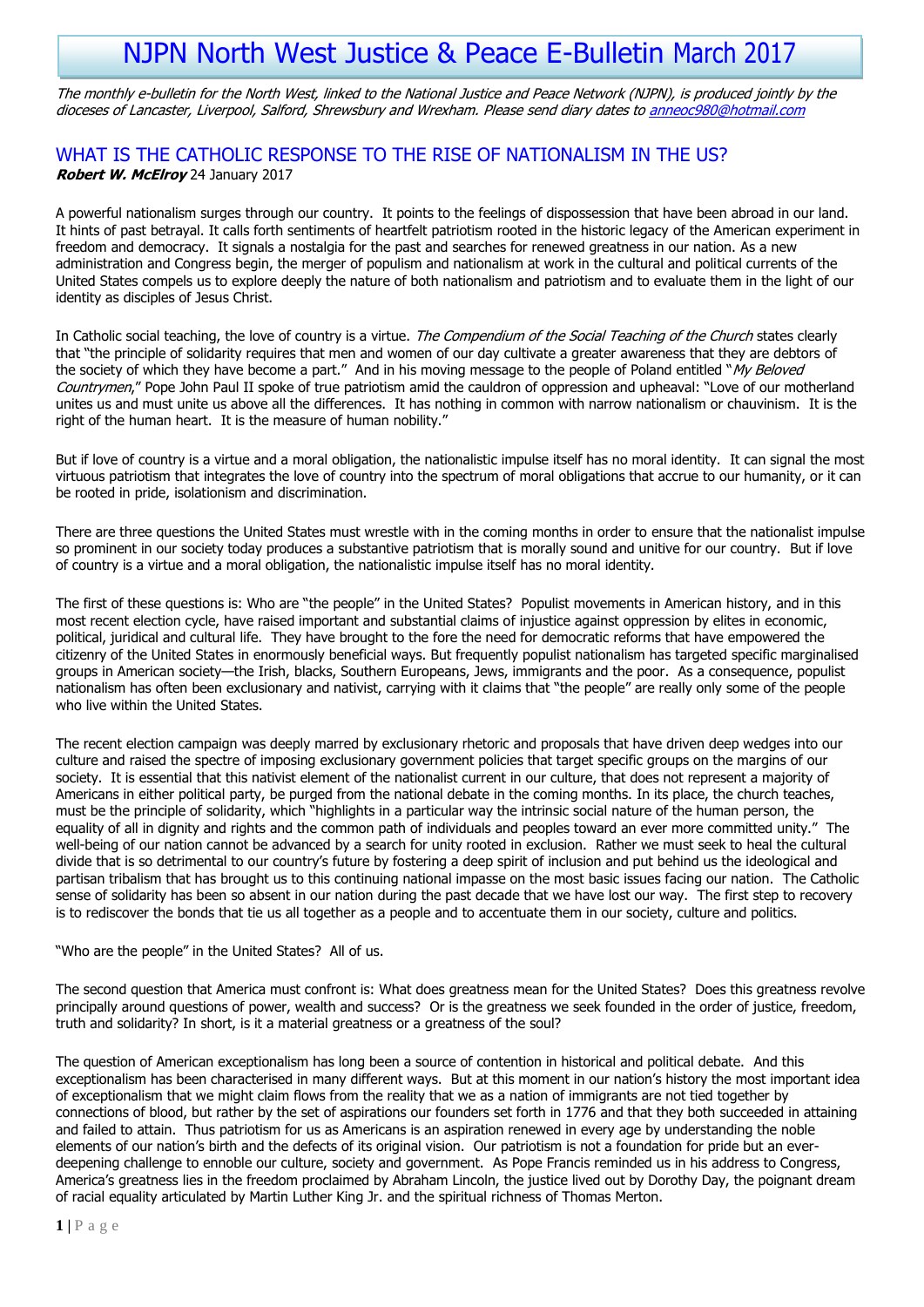# NJPN North West Justice & Peace E-Bulletin March 2017

*The monthly e-bulletin for the North West, linked to the National Justice and Peace Network (NJPN), is produced jointly by the dioceses of Lancaster, Liverpool, Salford, Shrewsbury and Wrexham. Please send diary dates to [anneoc980@hotmail.com](mailto:anneoc980@hotmail.com)*

## WHAT IS THE CATHOLIC RESPONSE TO THE RISE OF NATIONALISM IN THE US?

***Robert W. McElroy*** 24 January 2017

A powerful nationalism surges through our country. It points to the feelings of dispossession that have been abroad in our land. It hints of past betrayal. It calls forth sentiments of heartfelt patriotism rooted in the historic legacy of the American experiment in freedom and democracy. It signals a nostalgia for the past and searches for renewed greatness in our nation. As a new administration and Congress begin, the merger of populism and nationalism at work in the cultural and political currents of the United States compels us to explore deeply the nature of both nationalism and patriotism and to evaluate them in the light of our identity as disciples of Jesus Christ.

In Catholic social teaching, the love of country is a virtue. *The Compendium of the Social Teaching of the Church* states clearly that "the principle of solidarity requires that men and women of our day cultivate a greater awareness that they are debtors of the society of which they have become a part." And in his moving message to the people of Poland entitled "*My Beloved Countrymen*," Pope John Paul II spoke of true patriotism amid the cauldron of oppression and upheaval: "Love of our motherland unites us and must unite us above all the differences. It has nothing in common with narrow nationalism or chauvinism. It is the right of the human heart. It is the measure of human nobility."

But if love of country is a virtue and a moral obligation, the nationalistic impulse itself has no moral identity. It can signal the most virtuous patriotism that integrates the love of country into the spectrum of moral obligations that accrue to our humanity, or it can be rooted in pride, isolationism and discrimination.

There are three questions the United States must wrestle with in the coming months in order to ensure that the nationalist impulse so prominent in our society today produces a substantive patriotism that is morally sound and unitive for our country. But if love of country is a virtue and a moral obligation, the nationalistic impulse itself has no moral identity.

The first of these questions is: Who are "the people" in the United States? Populist movements in American history, and in this most recent election cycle, have raised important and substantial claims of injustice against oppression by elites in economic, political, juridical and cultural life. They have brought to the fore the need for democratic reforms that have empowered the citizenry of the United States in enormously beneficial ways. But frequently populist nationalism has targeted specific marginalised groups in American society—the Irish, blacks, Southern Europeans, Jews, immigrants and the poor. As a consequence, populist nationalism has often been exclusionary and nativist, carrying with it claims that "the people" are really only some of the people who live within the United States.

The recent election campaign was deeply marred by exclusionary rhetoric and proposals that have driven deep wedges into our culture and raised the spectre of imposing exclusionary government policies that target specific groups on the margins of our society. It is essential that this nativist element of the nationalist current in our culture, that does not represent a majority of Americans in either political party, be purged from the national debate in the coming months. In its place, the church teaches, must be the principle of solidarity, which "highlights in a particular way the intrinsic social nature of the human person, the equality of all in dignity and rights and the common path of individuals and peoples toward an ever more committed unity." The well-being of our nation cannot be advanced by a search for unity rooted in exclusion. Rather we must seek to heal the cultural divide that is so detrimental to our country's future by fostering a deep spirit of inclusion and put behind us the ideological and partisan tribalism that has brought us to this continuing national impasse on the most basic issues facing our nation. The Catholic sense of solidarity has been so absent in our nation during the past decade that we have lost our way. The first step to recovery is to rediscover the bonds that tie us all together as a people and to accentuate them in our society, culture and politics.

"Who are the people" in the United States? All of us.

The second question that America must confront is: What does greatness mean for the United States? Does this greatness revolve principally around questions of power, wealth and success? Or is the greatness we seek founded in the order of justice, freedom, truth and solidarity? In short, is it a material greatness or a greatness of the soul?

The question of American exceptionalism has long been a source of contention in historical and political debate. And this exceptionalism has been characterised in many different ways. But at this moment in our nation's history the most important idea of exceptionalism that we might claim flows from the reality that we as a nation of immigrants are not tied together by connections of blood, but rather by the set of aspirations our founders set forth in 1776 and that they both succeeded in attaining and failed to attain. Thus patriotism for us as Americans is an aspiration renewed in every age by understanding the noble elements of our nation's birth and the defects of its original vision. Our patriotism is not a foundation for pride but an ever-deepening challenge to ennoble our culture, society and government. As Pope Francis reminded us in his address to Congress, America's greatness lies in the freedom proclaimed by Abraham Lincoln, the justice lived out by Dorothy Day, the poignant dream of racial equality articulated by Martin Luther King Jr. and the spiritual richness of Thomas Merton.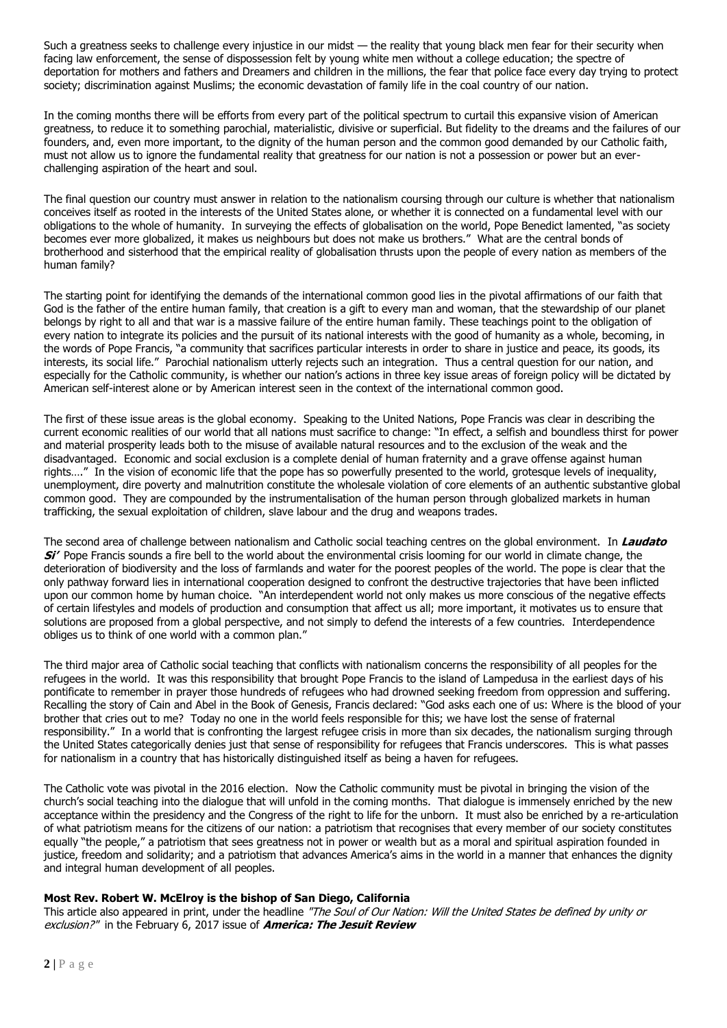Such a greatness seeks to challenge every injustice in our midst — the reality that young black men fear for their security when facing law enforcement, the sense of dispossession felt by young white men without a college education; the spectre of deportation for mothers and fathers and Dreamers and children in the millions, the fear that police face every day trying to protect society; discrimination against Muslims; the economic devastation of family life in the coal country of our nation.

In the coming months there will be efforts from every part of the political spectrum to curtail this expansive vision of American greatness, to reduce it to something parochial, materialistic, divisive or superficial. But fidelity to the dreams and the failures of our founders, and, even more important, to the dignity of the human person and the common good demanded by our Catholic faith, must not allow us to ignore the fundamental reality that greatness for our nation is not a possession or power but an ever-challenging aspiration of the heart and soul.

The final question our country must answer in relation to the nationalism coursing through our culture is whether that nationalism conceives itself as rooted in the interests of the United States alone, or whether it is connected on a fundamental level with our obligations to the whole of humanity. In surveying the effects of globalisation on the world, Pope Benedict lamented, "as society becomes ever more globalized, it makes us neighbours but does not make us brothers." What are the central bonds of brotherhood and sisterhood that the empirical reality of globalisation thrusts upon the people of every nation as members of the human family?

The starting point for identifying the demands of the international common good lies in the pivotal affirmations of our faith that God is the father of the entire human family, that creation is a gift to every man and woman, that the stewardship of our planet belongs by right to all and that war is a massive failure of the entire human family. These teachings point to the obligation of every nation to integrate its policies and the pursuit of its national interests with the good of humanity as a whole, becoming, in the words of Pope Francis, "a community that sacrifices particular interests in order to share in justice and peace, its goods, its interests, its social life." Parochial nationalism utterly rejects such an integration. Thus a central question for our nation, and especially for the Catholic community, is whether our nation's actions in three key issue areas of foreign policy will be dictated by American self-interest alone or by American interest seen in the context of the international common good.

The first of these issue areas is the global economy. Speaking to the United Nations, Pope Francis was clear in describing the current economic realities of our world that all nations must sacrifice to change: "In effect, a selfish and boundless thirst for power and material prosperity leads both to the misuse of available natural resources and to the exclusion of the weak and the disadvantaged. Economic and social exclusion is a complete denial of human fraternity and a grave offense against human rights…." In the vision of economic life that the pope has so powerfully presented to the world, grotesque levels of inequality, unemployment, dire poverty and malnutrition constitute the wholesale violation of core elements of an authentic substantive global common good. They are compounded by the instrumentalisation of the human person through globalized markets in human trafficking, the sexual exploitation of children, slave labour and the drug and weapons trades.

The second area of challenge between nationalism and Catholic social teaching centres on the global environment. In ***Laudato Si'*** Pope Francis sounds a fire bell to the world about the environmental crisis looming for our world in climate change, the deterioration of biodiversity and the loss of farmlands and water for the poorest peoples of the world. The pope is clear that the only pathway forward lies in international cooperation designed to confront the destructive trajectories that have been inflicted upon our common home by human choice. "An interdependent world not only makes us more conscious of the negative effects of certain lifestyles and models of production and consumption that affect us all; more important, it motivates us to ensure that solutions are proposed from a global perspective, and not simply to defend the interests of a few countries. Interdependence obliges us to think of one world with a common plan."

The third major area of Catholic social teaching that conflicts with nationalism concerns the responsibility of all peoples for the refugees in the world. It was this responsibility that brought Pope Francis to the island of Lampedusa in the earliest days of his pontificate to remember in prayer those hundreds of refugees who had drowned seeking freedom from oppression and suffering. Recalling the story of Cain and Abel in the Book of Genesis, Francis declared: "God asks each one of us: Where is the blood of your brother that cries out to me? Today no one in the world feels responsible for this; we have lost the sense of fraternal responsibility." In a world that is confronting the largest refugee crisis in more than six decades, the nationalism surging through the United States categorically denies just that sense of responsibility for refugees that Francis underscores. This is what passes for nationalism in a country that has historically distinguished itself as being a haven for refugees.

The Catholic vote was pivotal in the 2016 election. Now the Catholic community must be pivotal in bringing the vision of the church's social teaching into the dialogue that will unfold in the coming months. That dialogue is immensely enriched by the new acceptance within the presidency and the Congress of the right to life for the unborn. It must also be enriched by a re-articulation of what patriotism means for the citizens of our nation: a patriotism that recognises that every member of our society constitutes equally "the people," a patriotism that sees greatness not in power or wealth but as a moral and spiritual aspiration founded in justice, freedom and solidarity; and a patriotism that advances America's aims in the world in a manner that enhances the dignity and integral human development of all peoples.

**Most Rev. Robert W. McElroy is the bishop of San Diego, California**

This article also appeared in print, under the headline *"The Soul of Our Nation: Will the United States be defined by unity or exclusion?"* in the February 6, 2017 issue of ***America: The Jesuit Review***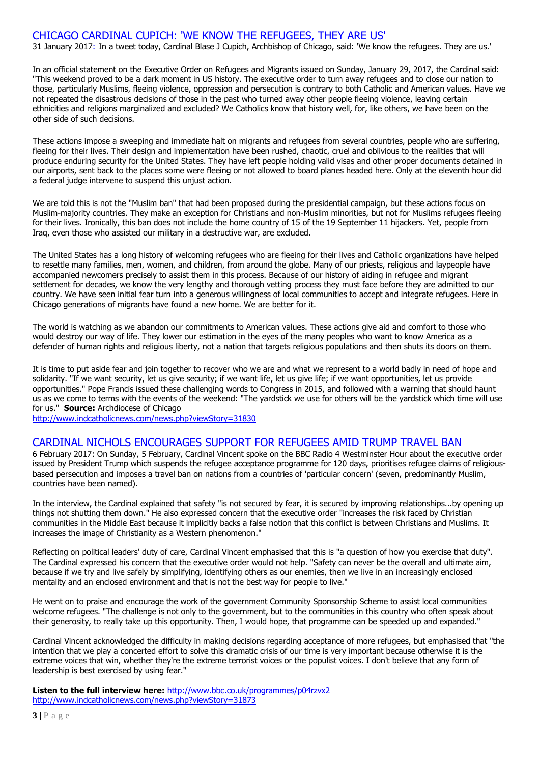## CHICAGO CARDINAL CUPICH: 'WE KNOW THE REFUGEES, THEY ARE US'

31 January 2017: In a tweet today, Cardinal Blase J Cupich, Archbishop of Chicago, said: 'We know the refugees. They are us.'

In an official statement on the Executive Order on Refugees and Migrants issued on Sunday, January 29, 2017, the Cardinal said: "This weekend proved to be a dark moment in US history. The executive order to turn away refugees and to close our nation to those, particularly Muslims, fleeing violence, oppression and persecution is contrary to both Catholic and American values. Have we not repeated the disastrous decisions of those in the past who turned away other people fleeing violence, leaving certain ethnicities and religions marginalized and excluded? We Catholics know that history well, for, like others, we have been on the other side of such decisions.

These actions impose a sweeping and immediate halt on migrants and refugees from several countries, people who are suffering, fleeing for their lives. Their design and implementation have been rushed, chaotic, cruel and oblivious to the realities that will produce enduring security for the United States. They have left people holding valid visas and other proper documents detained in our airports, sent back to the places some were fleeing or not allowed to board planes headed here. Only at the eleventh hour did a federal judge intervene to suspend this unjust action.

We are told this is not the "Muslim ban" that had been proposed during the presidential campaign, but these actions focus on Muslim-majority countries. They make an exception for Christians and non-Muslim minorities, but not for Muslims refugees fleeing for their lives. Ironically, this ban does not include the home country of 15 of the 19 September 11 hijackers. Yet, people from Iraq, even those who assisted our military in a destructive war, are excluded.

The United States has a long history of welcoming refugees who are fleeing for their lives and Catholic organizations have helped to resettle many families, men, women, and children, from around the globe. Many of our priests, religious and laypeople have accompanied newcomers precisely to assist them in this process. Because of our history of aiding in refugee and migrant settlement for decades, we know the very lengthy and thorough vetting process they must face before they are admitted to our country. We have seen initial fear turn into a generous willingness of local communities to accept and integrate refugees. Here in Chicago generations of migrants have found a new home. We are better for it.

The world is watching as we abandon our commitments to American values. These actions give aid and comfort to those who would destroy our way of life. They lower our estimation in the eyes of the many peoples who want to know America as a defender of human rights and religious liberty, not a nation that targets religious populations and then shuts its doors on them.

It is time to put aside fear and join together to recover who we are and what we represent to a world badly in need of hope and solidarity. "If we want security, let us give security; if we want life, let us give life; if we want opportunities, let us provide opportunities." Pope Francis issued these challenging words to Congress in 2015, and followed with a warning that should haunt us as we come to terms with the events of the weekend: "The yardstick we use for others will be the yardstick which time will use for us." **Source:** Archdiocese of Chicago

http://www.indcatholicnews.com/news.php?viewStory=31830

## CARDINAL NICHOLS ENCOURAGES SUPPORT FOR REFUGEES AMID TRUMP TRAVEL BAN

6 February 2017: On Sunday, 5 February, Cardinal Vincent spoke on the BBC Radio 4 Westminster Hour about the executive order issued by President Trump which suspends the refugee acceptance programme for 120 days, prioritises refugee claims of religious-based persecution and imposes a travel ban on nations from a countries of 'particular concern' (seven, predominantly Muslim, countries have been named).

In the interview, the Cardinal explained that safety "is not secured by fear, it is secured by improving relationships...by opening up things not shutting them down." He also expressed concern that the executive order "increases the risk faced by Christian communities in the Middle East because it implicitly backs a false notion that this conflict is between Christians and Muslims. It increases the image of Christianity as a Western phenomenon."

Reflecting on political leaders' duty of care, Cardinal Vincent emphasised that this is "a question of how you exercise that duty". The Cardinal expressed his concern that the executive order would not help. "Safety can never be the overall and ultimate aim, because if we try and live safely by simplifying, identifying others as our enemies, then we live in an increasingly enclosed mentality and an enclosed environment and that is not the best way for people to live."

He went on to praise and encourage the work of the government Community Sponsorship Scheme to assist local communities welcome refugees. "The challenge is not only to the government, but to the communities in this country who often speak about their generosity, to really take up this opportunity. Then, I would hope, that programme can be speeded up and expanded."

Cardinal Vincent acknowledged the difficulty in making decisions regarding acceptance of more refugees, but emphasised that "the intention that we play a concerted effort to solve this dramatic crisis of our time is very important because otherwise it is the extreme voices that win, whether they're the extreme terrorist voices or the populist voices. I don't believe that any form of leadership is best exercised by using fear."

**Listen to the full interview here:** http://www.bbc.co.uk/programmes/p04rzvx2

http://www.indcatholicnews.com/news.php?viewStory=31873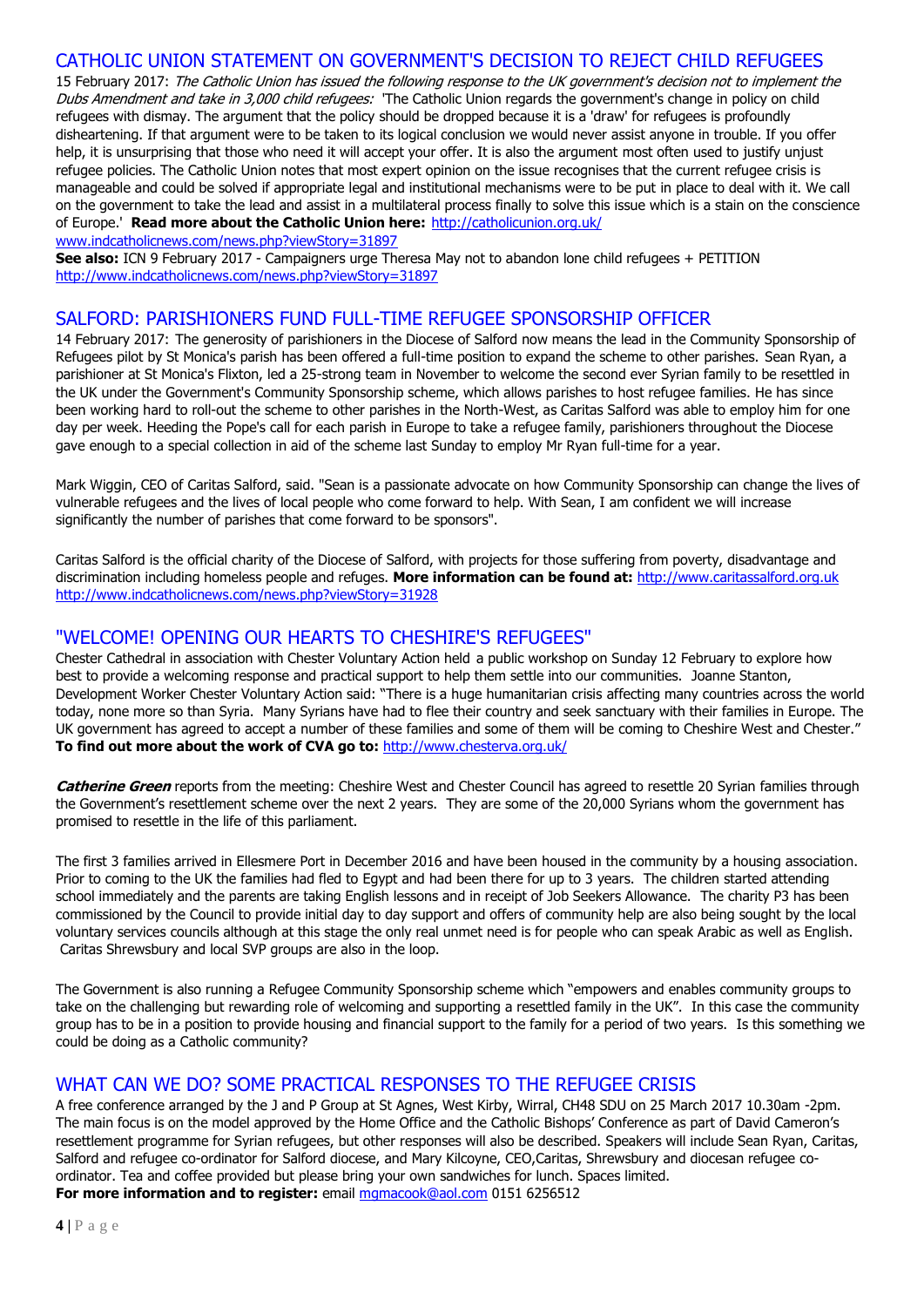## CATHOLIC UNION STATEMENT ON GOVERNMENT'S DECISION TO REJECT CHILD REFUGEES

15 February 2017: *The Catholic Union has issued the following response to the UK government's decision not to implement the Dubs Amendment and take in 3,000 child refugees:* 'The Catholic Union regards the government's change in policy on child refugees with dismay. The argument that the policy should be dropped because it is a 'draw' for refugees is profoundly disheartening. If that argument were to be taken to its logical conclusion we would never assist anyone in trouble. If you offer help, it is unsurprising that those who need it will accept your offer. It is also the argument most often used to justify unjust refugee policies. The Catholic Union notes that most expert opinion on the issue recognises that the current refugee crisis is manageable and could be solved if appropriate legal and institutional mechanisms were to be put in place to deal with it. We call on the government to take the lead and assist in a multilateral process finally to solve this issue which is a stain on the conscience of Europe.' **Read more about the Catholic Union here:** http://catholicunion.org.uk/
www.indcatholicnews.com/news.php?viewStory=31897

**See also:** ICN 9 February 2017 - Campaigners urge Theresa May not to abandon lone child refugees + PETITION
http://www.indcatholicnews.com/news.php?viewStory=31897

## SALFORD: PARISHIONERS FUND FULL-TIME REFUGEE SPONSORSHIP OFFICER

14 February 2017: The generosity of parishioners in the Diocese of Salford now means the lead in the Community Sponsorship of Refugees pilot by St Monica's parish has been offered a full-time position to expand the scheme to other parishes. Sean Ryan, a parishioner at St Monica's Flixton, led a 25-strong team in November to welcome the second ever Syrian family to be resettled in the UK under the Government's Community Sponsorship scheme, which allows parishes to host refugee families. He has since been working hard to roll-out the scheme to other parishes in the North-West, as Caritas Salford was able to employ him for one day per week. Heeding the Pope's call for each parish in Europe to take a refugee family, parishioners throughout the Diocese gave enough to a special collection in aid of the scheme last Sunday to employ Mr Ryan full-time for a year.

Mark Wiggin, CEO of Caritas Salford, said. "Sean is a passionate advocate on how Community Sponsorship can change the lives of vulnerable refugees and the lives of local people who come forward to help. With Sean, I am confident we will increase significantly the number of parishes that come forward to be sponsors".

Caritas Salford is the official charity of the Diocese of Salford, with projects for those suffering from poverty, disadvantage and discrimination including homeless people and refuges. **More information can be found at:** http://www.caritassalford.org.uk
http://www.indcatholicnews.com/news.php?viewStory=31928

## "WELCOME! OPENING OUR HEARTS TO CHESHIRE'S REFUGEES"

Chester Cathedral in association with Chester Voluntary Action held a public workshop on Sunday 12 February to explore how best to provide a welcoming response and practical support to help them settle into our communities. Joanne Stanton, Development Worker Chester Voluntary Action said: "There is a huge humanitarian crisis affecting many countries across the world today, none more so than Syria. Many Syrians have had to flee their country and seek sanctuary with their families in Europe. The UK government has agreed to accept a number of these families and some of them will be coming to Cheshire West and Chester." **To find out more about the work of CVA go to:** http://www.chesterva.org.uk/

***Catherine Green*** reports from the meeting: Cheshire West and Chester Council has agreed to resettle 20 Syrian families through the Government's resettlement scheme over the next 2 years. They are some of the 20,000 Syrians whom the government has promised to resettle in the life of this parliament.

The first 3 families arrived in Ellesmere Port in December 2016 and have been housed in the community by a housing association. Prior to coming to the UK the families had fled to Egypt and had been there for up to 3 years. The children started attending school immediately and the parents are taking English lessons and in receipt of Job Seekers Allowance. The charity P3 has been commissioned by the Council to provide initial day to day support and offers of community help are also being sought by the local voluntary services councils although at this stage the only real unmet need is for people who can speak Arabic as well as English. Caritas Shrewsbury and local SVP groups are also in the loop.

The Government is also running a Refugee Community Sponsorship scheme which "empowers and enables community groups to take on the challenging but rewarding role of welcoming and supporting a resettled family in the UK". In this case the community group has to be in a position to provide housing and financial support to the family for a period of two years. Is this something we could be doing as a Catholic community?

## WHAT CAN WE DO? SOME PRACTICAL RESPONSES TO THE REFUGEE CRISIS

A free conference arranged by the J and P Group at St Agnes, West Kirby, Wirral, CH48 SDU on 25 March 2017 10.30am -2pm. The main focus is on the model approved by the Home Office and the Catholic Bishops' Conference as part of David Cameron's resettlement programme for Syrian refugees, but other responses will also be described. Speakers will include Sean Ryan, Caritas, Salford and refugee co-ordinator for Salford diocese, and Mary Kilcoyne, CEO,Caritas, Shrewsbury and diocesan refugee co-ordinator. Tea and coffee provided but please bring your own sandwiches for lunch. Spaces limited.
**For more information and to register:** email mgmacook@aol.com 0151 6256512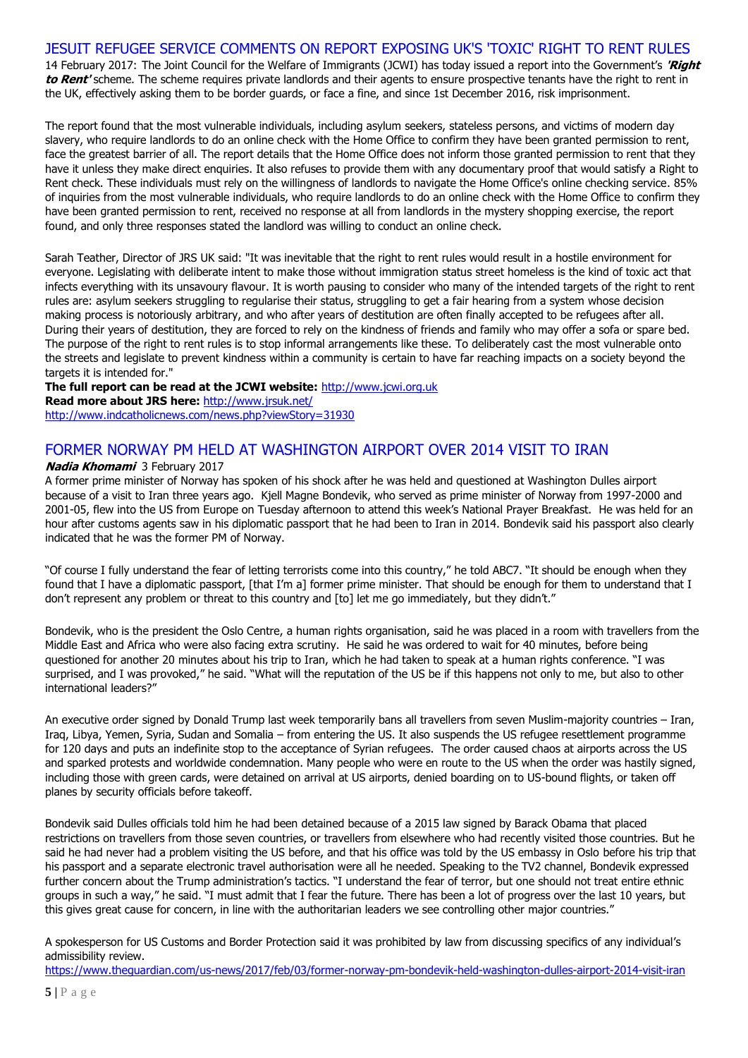## JESUIT REFUGEE SERVICE COMMENTS ON REPORT EXPOSING UK'S 'TOXIC' RIGHT TO RENT RULES

14 February 2017: The Joint Council for the Welfare of Immigrants (JCWI) has today issued a report into the Government's ***'Right to Rent'*** scheme. The scheme requires private landlords and their agents to ensure prospective tenants have the right to rent in the UK, effectively asking them to be border guards, or face a fine, and since 1st December 2016, risk imprisonment.

The report found that the most vulnerable individuals, including asylum seekers, stateless persons, and victims of modern day slavery, who require landlords to do an online check with the Home Office to confirm they have been granted permission to rent, face the greatest barrier of all. The report details that the Home Office does not inform those granted permission to rent that they have it unless they make direct enquiries. It also refuses to provide them with any documentary proof that would satisfy a Right to Rent check. These individuals must rely on the willingness of landlords to navigate the Home Office's online checking service. 85% of inquiries from the most vulnerable individuals, who require landlords to do an online check with the Home Office to confirm they have been granted permission to rent, received no response at all from landlords in the mystery shopping exercise, the report found, and only three responses stated the landlord was willing to conduct an online check.

Sarah Teather, Director of JRS UK said: "It was inevitable that the right to rent rules would result in a hostile environment for everyone. Legislating with deliberate intent to make those without immigration status street homeless is the kind of toxic act that infects everything with its unsavoury flavour. It is worth pausing to consider who many of the intended targets of the right to rent rules are: asylum seekers struggling to regularise their status, struggling to get a fair hearing from a system whose decision making process is notoriously arbitrary, and who after years of destitution are often finally accepted to be refugees after all. During their years of destitution, they are forced to rely on the kindness of friends and family who may offer a sofa or spare bed. The purpose of the right to rent rules is to stop informal arrangements like these. To deliberately cast the most vulnerable onto the streets and legislate to prevent kindness within a community is certain to have far reaching impacts on a society beyond the targets it is intended for."

**The full report can be read at the JCWI website:** http://www.jcwi.org.uk
**Read more about JRS here:** http://www.jrsuk.net/
http://www.indcatholicnews.com/news.php?viewStory=31930

## FORMER NORWAY PM HELD AT WASHINGTON AIRPORT OVER 2014 VISIT TO IRAN

***Nadia Khomami*** 3 February 2017

A former prime minister of Norway has spoken of his shock after he was held and questioned at Washington Dulles airport because of a visit to Iran three years ago. Kjell Magne Bondevik, who served as prime minister of Norway from 1997-2000 and 2001-05, flew into the US from Europe on Tuesday afternoon to attend this week's National Prayer Breakfast. He was held for an hour after customs agents saw in his diplomatic passport that he had been to Iran in 2014. Bondevik said his passport also clearly indicated that he was the former PM of Norway.

"Of course I fully understand the fear of letting terrorists come into this country," he told ABC7. "It should be enough when they found that I have a diplomatic passport, [that I'm a] former prime minister. That should be enough for them to understand that I don't represent any problem or threat to this country and [to] let me go immediately, but they didn't."

Bondevik, who is the president the Oslo Centre, a human rights organisation, said he was placed in a room with travellers from the Middle East and Africa who were also facing extra scrutiny. He said he was ordered to wait for 40 minutes, before being questioned for another 20 minutes about his trip to Iran, which he had taken to speak at a human rights conference. "I was surprised, and I was provoked," he said. "What will the reputation of the US be if this happens not only to me, but also to other international leaders?"

An executive order signed by Donald Trump last week temporarily bans all travellers from seven Muslim-majority countries – Iran, Iraq, Libya, Yemen, Syria, Sudan and Somalia – from entering the US. It also suspends the US refugee resettlement programme for 120 days and puts an indefinite stop to the acceptance of Syrian refugees. The order caused chaos at airports across the US and sparked protests and worldwide condemnation. Many people who were en route to the US when the order was hastily signed, including those with green cards, were detained on arrival at US airports, denied boarding on to US-bound flights, or taken off planes by security officials before takeoff.

Bondevik said Dulles officials told him he had been detained because of a 2015 law signed by Barack Obama that placed restrictions on travellers from those seven countries, or travellers from elsewhere who had recently visited those countries. But he said he had never had a problem visiting the US before, and that his office was told by the US embassy in Oslo before his trip that his passport and a separate electronic travel authorisation were all he needed. Speaking to the TV2 channel, Bondevik expressed further concern about the Trump administration's tactics. "I understand the fear of terror, but one should not treat entire ethnic groups in such a way," he said. "I must admit that I fear the future. There has been a lot of progress over the last 10 years, but this gives great cause for concern, in line with the authoritarian leaders we see controlling other major countries."

A spokesperson for US Customs and Border Protection said it was prohibited by law from discussing specifics of any individual's admissibility review.
https://www.theguardian.com/us-news/2017/feb/03/former-norway-pm-bondevik-held-washington-dulles-airport-2014-visit-iran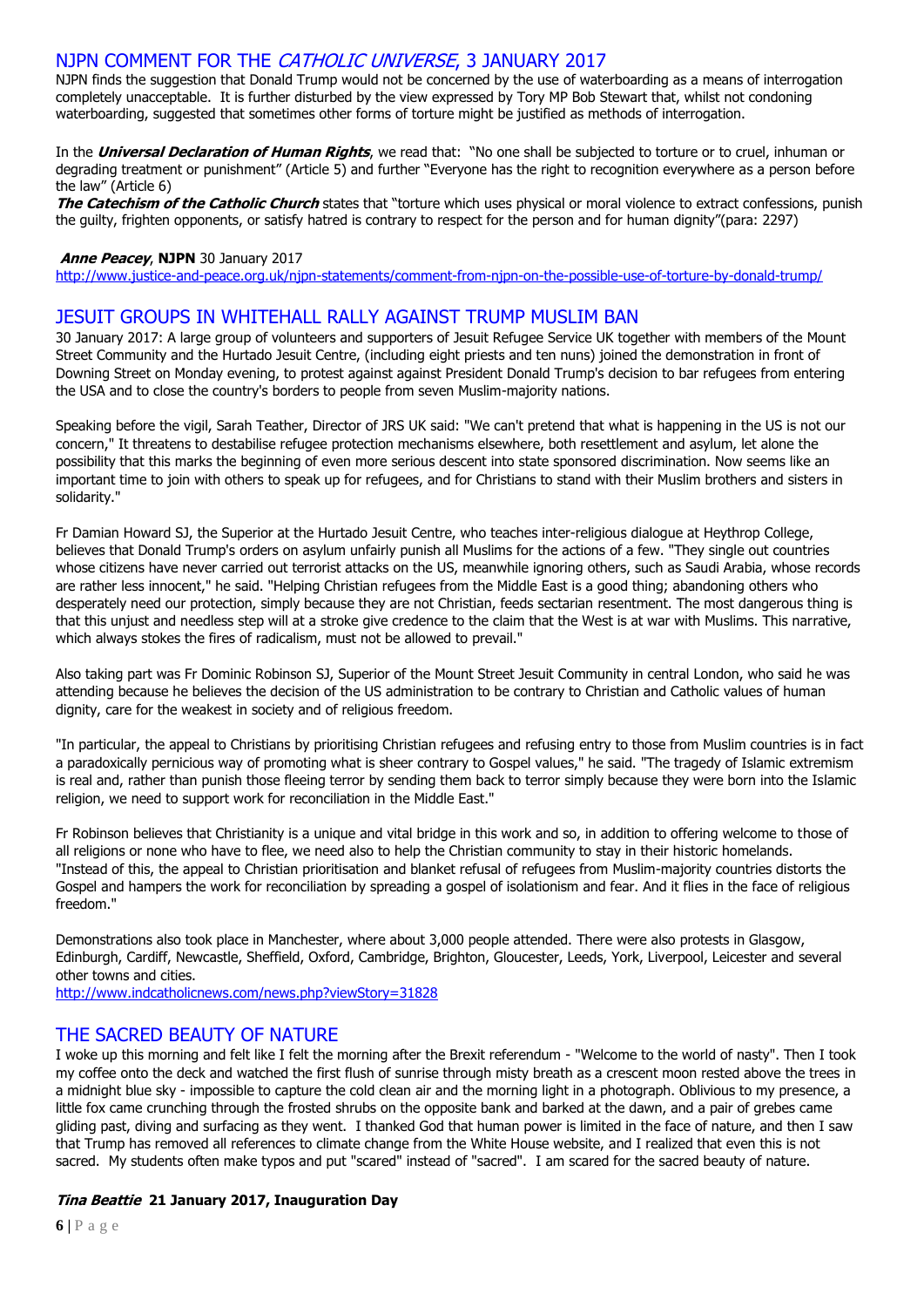## NJPN COMMENT FOR THE *CATHOLIC UNIVERSE*, 3 JANUARY 2017

NJPN finds the suggestion that Donald Trump would not be concerned by the use of waterboarding as a means of interrogation completely unacceptable. It is further disturbed by the view expressed by Tory MP Bob Stewart that, whilst not condoning waterboarding, suggested that sometimes other forms of torture might be justified as methods of interrogation.

In the ***Universal Declaration of Human Rights***, we read that: "No one shall be subjected to torture or to cruel, inhuman or degrading treatment or punishment" (Article 5) and further "Everyone has the right to recognition everywhere as a person before the law" (Article 6)

***The Catechism of the Catholic Church*** states that "torture which uses physical or moral violence to extract confessions, punish the guilty, frighten opponents, or satisfy hatred is contrary to respect for the person and for human dignity"(para: 2297)

***Anne Peacey***, **NJPN** 30 January 2017
http://www.justice-and-peace.org.uk/njpn-statements/comment-from-njpn-on-the-possible-use-of-torture-by-donald-trump/

## JESUIT GROUPS IN WHITEHALL RALLY AGAINST TRUMP MUSLIM BAN

30 January 2017: A large group of volunteers and supporters of Jesuit Refugee Service UK together with members of the Mount Street Community and the Hurtado Jesuit Centre, (including eight priests and ten nuns) joined the demonstration in front of Downing Street on Monday evening, to protest against against President Donald Trump's decision to bar refugees from entering the USA and to close the country's borders to people from seven Muslim-majority nations.

Speaking before the vigil, Sarah Teather, Director of JRS UK said: "We can't pretend that what is happening in the US is not our concern," It threatens to destabilise refugee protection mechanisms elsewhere, both resettlement and asylum, let alone the possibility that this marks the beginning of even more serious descent into state sponsored discrimination. Now seems like an important time to join with others to speak up for refugees, and for Christians to stand with their Muslim brothers and sisters in solidarity."

Fr Damian Howard SJ, the Superior at the Hurtado Jesuit Centre, who teaches inter-religious dialogue at Heythrop College, believes that Donald Trump's orders on asylum unfairly punish all Muslims for the actions of a few. "They single out countries whose citizens have never carried out terrorist attacks on the US, meanwhile ignoring others, such as Saudi Arabia, whose records are rather less innocent," he said. "Helping Christian refugees from the Middle East is a good thing; abandoning others who desperately need our protection, simply because they are not Christian, feeds sectarian resentment. The most dangerous thing is that this unjust and needless step will at a stroke give credence to the claim that the West is at war with Muslims. This narrative, which always stokes the fires of radicalism, must not be allowed to prevail."

Also taking part was Fr Dominic Robinson SJ, Superior of the Mount Street Jesuit Community in central London, who said he was attending because he believes the decision of the US administration to be contrary to Christian and Catholic values of human dignity, care for the weakest in society and of religious freedom.

"In particular, the appeal to Christians by prioritising Christian refugees and refusing entry to those from Muslim countries is in fact a paradoxically pernicious way of promoting what is sheer contrary to Gospel values," he said. "The tragedy of Islamic extremism is real and, rather than punish those fleeing terror by sending them back to terror simply because they were born into the Islamic religion, we need to support work for reconciliation in the Middle East."

Fr Robinson believes that Christianity is a unique and vital bridge in this work and so, in addition to offering welcome to those of all religions or none who have to flee, we need also to help the Christian community to stay in their historic homelands. "Instead of this, the appeal to Christian prioritisation and blanket refusal of refugees from Muslim-majority countries distorts the Gospel and hampers the work for reconciliation by spreading a gospel of isolationism and fear. And it flies in the face of religious freedom."

Demonstrations also took place in Manchester, where about 3,000 people attended. There were also protests in Glasgow, Edinburgh, Cardiff, Newcastle, Sheffield, Oxford, Cambridge, Brighton, Gloucester, Leeds, York, Liverpool, Leicester and several other towns and cities.
http://www.indcatholicnews.com/news.php?viewStory=31828

## THE SACRED BEAUTY OF NATURE

I woke up this morning and felt like I felt the morning after the Brexit referendum - "Welcome to the world of nasty". Then I took my coffee onto the deck and watched the first flush of sunrise through misty breath as a crescent moon rested above the trees in a midnight blue sky - impossible to capture the cold clean air and the morning light in a photograph. Oblivious to my presence, a little fox came crunching through the frosted shrubs on the opposite bank and barked at the dawn, and a pair of grebes came gliding past, diving and surfacing as they went. I thanked God that human power is limited in the face of nature, and then I saw that Trump has removed all references to climate change from the White House website, and I realized that even this is not sacred. My students often make typos and put "scared" instead of "sacred". I am scared for the sacred beauty of nature.

***Tina Beattie*** **21 January 2017, Inauguration Day**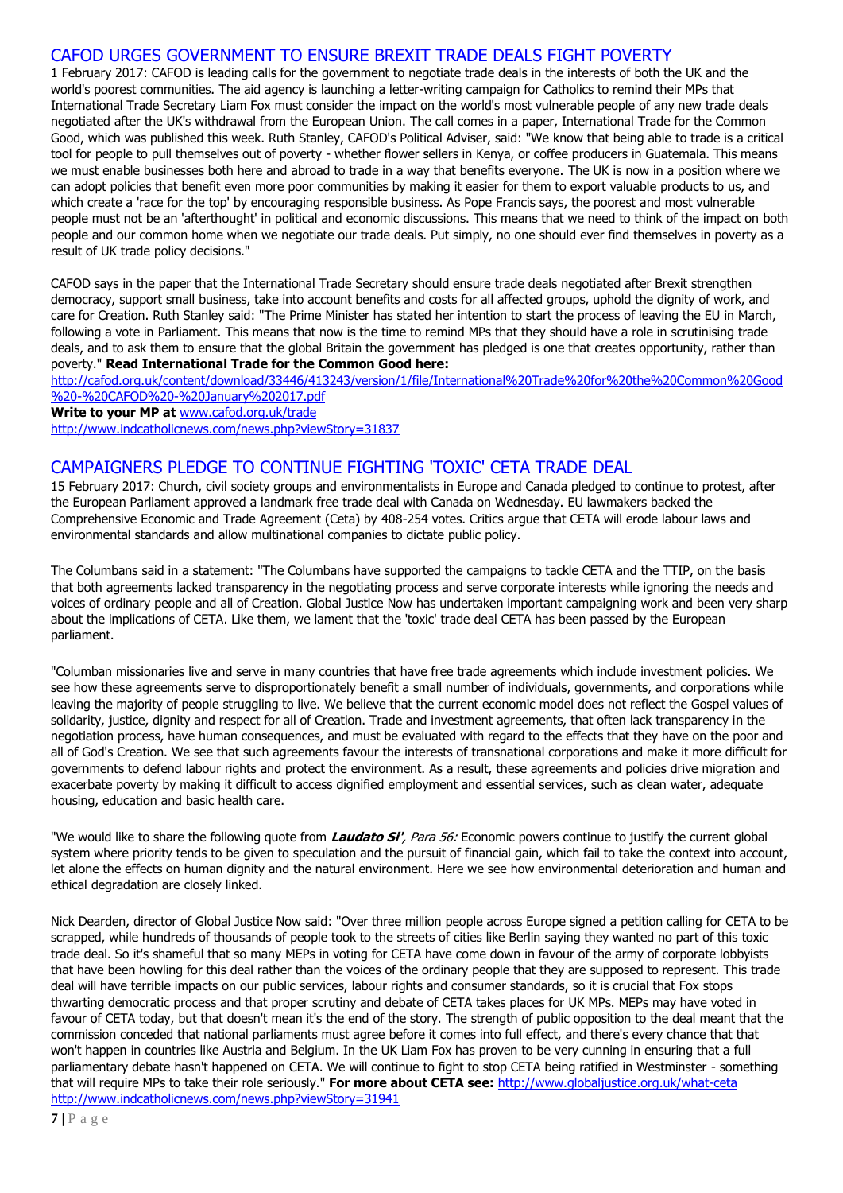## CAFOD URGES GOVERNMENT TO ENSURE BREXIT TRADE DEALS FIGHT POVERTY

1 February 2017: CAFOD is leading calls for the government to negotiate trade deals in the interests of both the UK and the world's poorest communities. The aid agency is launching a letter-writing campaign for Catholics to remind their MPs that International Trade Secretary Liam Fox must consider the impact on the world's most vulnerable people of any new trade deals negotiated after the UK's withdrawal from the European Union. The call comes in a paper, International Trade for the Common Good, which was published this week. Ruth Stanley, CAFOD's Political Adviser, said: "We know that being able to trade is a critical tool for people to pull themselves out of poverty - whether flower sellers in Kenya, or coffee producers in Guatemala. This means we must enable businesses both here and abroad to trade in a way that benefits everyone. The UK is now in a position where we can adopt policies that benefit even more poor communities by making it easier for them to export valuable products to us, and which create a 'race for the top' by encouraging responsible business. As Pope Francis says, the poorest and most vulnerable people must not be an 'afterthought' in political and economic discussions. This means that we need to think of the impact on both people and our common home when we negotiate our trade deals. Put simply, no one should ever find themselves in poverty as a result of UK trade policy decisions."

CAFOD says in the paper that the International Trade Secretary should ensure trade deals negotiated after Brexit strengthen democracy, support small business, take into account benefits and costs for all affected groups, uphold the dignity of work, and care for Creation. Ruth Stanley said: "The Prime Minister has stated her intention to start the process of leaving the EU in March, following a vote in Parliament. This means that now is the time to remind MPs that they should have a role in scrutinising trade deals, and to ask them to ensure that the global Britain the government has pledged is one that creates opportunity, rather than poverty." **Read International Trade for the Common Good here:**
http://cafod.org.uk/content/download/33446/413243/version/1/file/International%20Trade%20for%20the%20Common%20Good%20-%20CAFOD%20-%20January%202017.pdf
**Write to your MP at** www.cafod.org.uk/trade
http://www.indcatholicnews.com/news.php?viewStory=31837

## CAMPAIGNERS PLEDGE TO CONTINUE FIGHTING 'TOXIC' CETA TRADE DEAL

15 February 2017: Church, civil society groups and environmentalists in Europe and Canada pledged to continue to protest, after the European Parliament approved a landmark free trade deal with Canada on Wednesday. EU lawmakers backed the Comprehensive Economic and Trade Agreement (Ceta) by 408-254 votes. Critics argue that CETA will erode labour laws and environmental standards and allow multinational companies to dictate public policy.

The Columbans said in a statement: "The Columbans have supported the campaigns to tackle CETA and the TTIP, on the basis that both agreements lacked transparency in the negotiating process and serve corporate interests while ignoring the needs and voices of ordinary people and all of Creation. Global Justice Now has undertaken important campaigning work and been very sharp about the implications of CETA. Like them, we lament that the 'toxic' trade deal CETA has been passed by the European parliament.

"Columban missionaries live and serve in many countries that have free trade agreements which include investment policies. We see how these agreements serve to disproportionately benefit a small number of individuals, governments, and corporations while leaving the majority of people struggling to live. We believe that the current economic model does not reflect the Gospel values of solidarity, justice, dignity and respect for all of Creation. Trade and investment agreements, that often lack transparency in the negotiation process, have human consequences, and must be evaluated with regard to the effects that they have on the poor and all of God's Creation. We see that such agreements favour the interests of transnational corporations and make it more difficult for governments to defend labour rights and protect the environment. As a result, these agreements and policies drive migration and exacerbate poverty by making it difficult to access dignified employment and essential services, such as clean water, adequate housing, education and basic health care.

"We would like to share the following quote from ***Laudato Si'**, Para 56:* Economic powers continue to justify the current global system where priority tends to be given to speculation and the pursuit of financial gain, which fail to take the context into account, let alone the effects on human dignity and the natural environment. Here we see how environmental deterioration and human and ethical degradation are closely linked.

Nick Dearden, director of Global Justice Now said: "Over three million people across Europe signed a petition calling for CETA to be scrapped, while hundreds of thousands of people took to the streets of cities like Berlin saying they wanted no part of this toxic trade deal. So it's shameful that so many MEPs in voting for CETA have come down in favour of the army of corporate lobbyists that have been howling for this deal rather than the voices of the ordinary people that they are supposed to represent. This trade deal will have terrible impacts on our public services, labour rights and consumer standards, so it is crucial that Fox stops thwarting democratic process and that proper scrutiny and debate of CETA takes places for UK MPs. MEPs may have voted in favour of CETA today, but that doesn't mean it's the end of the story. The strength of public opposition to the deal meant that the commission conceded that national parliaments must agree before it comes into full effect, and there's every chance that that won't happen in countries like Austria and Belgium. In the UK Liam Fox has proven to be very cunning in ensuring that a full parliamentary debate hasn't happened on CETA. We will continue to fight to stop CETA being ratified in Westminster - something that will require MPs to take their role seriously." **For more about CETA see:** http://www.globaljustice.org.uk/what-ceta
http://www.indcatholicnews.com/news.php?viewStory=31941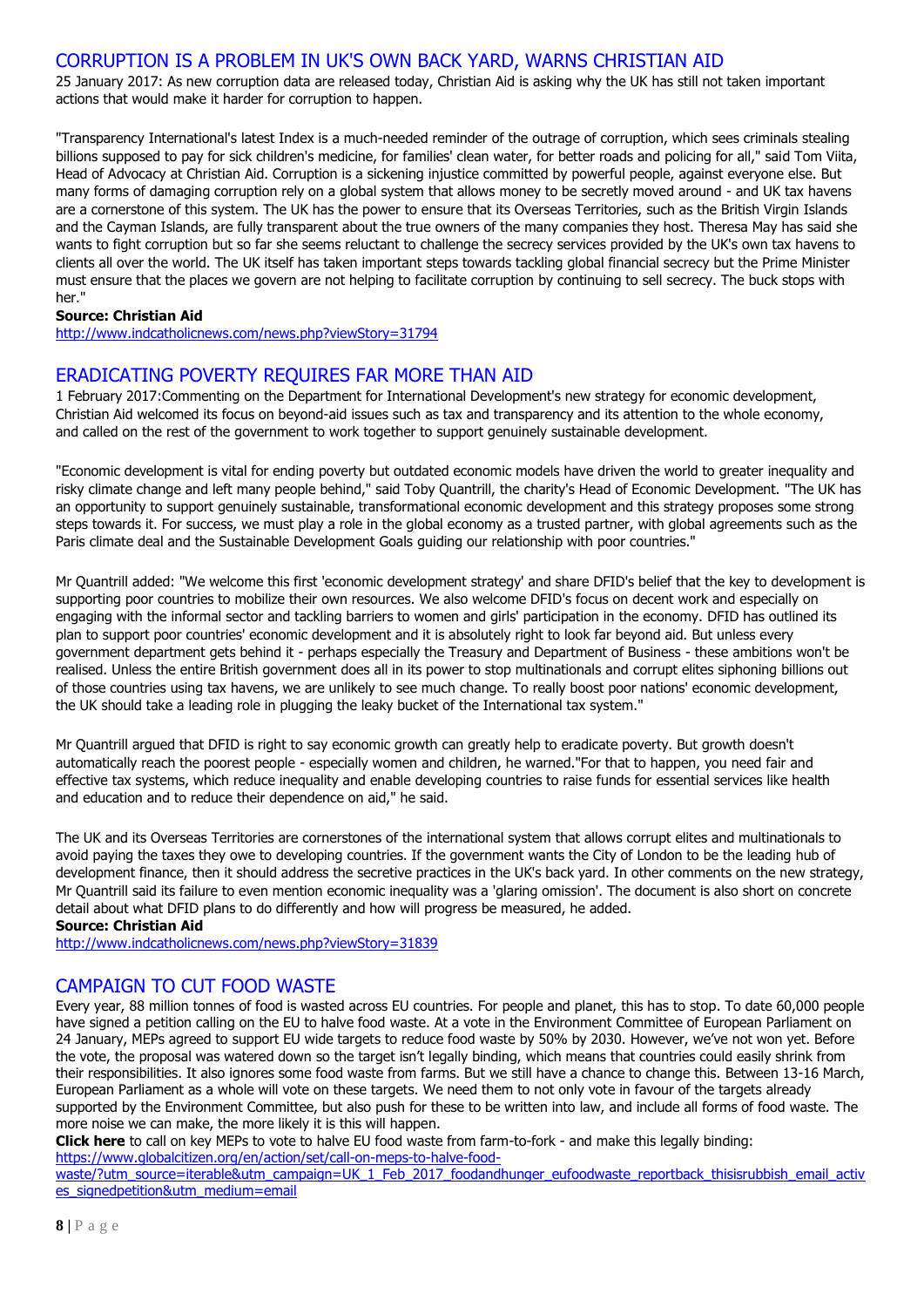## CORRUPTION IS A PROBLEM IN UK'S OWN BACK YARD, WARNS CHRISTIAN AID

25 January 2017: As new corruption data are released today, Christian Aid is asking why the UK has still not taken important actions that would make it harder for corruption to happen.

"Transparency International's latest Index is a much-needed reminder of the outrage of corruption, which sees criminals stealing billions supposed to pay for sick children's medicine, for families' clean water, for better roads and policing for all," said Tom Viita, Head of Advocacy at Christian Aid. Corruption is a sickening injustice committed by powerful people, against everyone else. But many forms of damaging corruption rely on a global system that allows money to be secretly moved around - and UK tax havens are a cornerstone of this system. The UK has the power to ensure that its Overseas Territories, such as the British Virgin Islands and the Cayman Islands, are fully transparent about the true owners of the many companies they host. Theresa May has said she wants to fight corruption but so far she seems reluctant to challenge the secrecy services provided by the UK's own tax havens to clients all over the world. The UK itself has taken important steps towards tackling global financial secrecy but the Prime Minister must ensure that the places we govern are not helping to facilitate corruption by continuing to sell secrecy. The buck stops with her."

**Source: Christian Aid**
http://www.indcatholicnews.com/news.php?viewStory=31794

## ERADICATING POVERTY REQUIRES FAR MORE THAN AID

1 February 2017:Commenting on the Department for International Development's new strategy for economic development, Christian Aid welcomed its focus on beyond-aid issues such as tax and transparency and its attention to the whole economy, and called on the rest of the government to work together to support genuinely sustainable development.

"Economic development is vital for ending poverty but outdated economic models have driven the world to greater inequality and risky climate change and left many people behind," said Toby Quantrill, the charity's Head of Economic Development. "The UK has an opportunity to support genuinely sustainable, transformational economic development and this strategy proposes some strong steps towards it. For success, we must play a role in the global economy as a trusted partner, with global agreements such as the Paris climate deal and the Sustainable Development Goals guiding our relationship with poor countries."

Mr Quantrill added: "We welcome this first 'economic development strategy' and share DFID's belief that the key to development is supporting poor countries to mobilize their own resources. We also welcome DFID's focus on decent work and especially on engaging with the informal sector and tackling barriers to women and girls' participation in the economy. DFID has outlined its plan to support poor countries' economic development and it is absolutely right to look far beyond aid. But unless every government department gets behind it - perhaps especially the Treasury and Department of Business - these ambitions won't be realised. Unless the entire British government does all in its power to stop multinationals and corrupt elites siphoning billions out of those countries using tax havens, we are unlikely to see much change. To really boost poor nations' economic development, the UK should take a leading role in plugging the leaky bucket of the International tax system."

Mr Quantrill argued that DFID is right to say economic growth can greatly help to eradicate poverty. But growth doesn't automatically reach the poorest people - especially women and children, he warned."For that to happen, you need fair and effective tax systems, which reduce inequality and enable developing countries to raise funds for essential services like health and education and to reduce their dependence on aid," he said.

The UK and its Overseas Territories are cornerstones of the international system that allows corrupt elites and multinationals to avoid paying the taxes they owe to developing countries. If the government wants the City of London to be the leading hub of development finance, then it should address the secretive practices in the UK's back yard. In other comments on the new strategy, Mr Quantrill said its failure to even mention economic inequality was a 'glaring omission'. The document is also short on concrete detail about what DFID plans to do differently and how will progress be measured, he added.

**Source: Christian Aid**
http://www.indcatholicnews.com/news.php?viewStory=31839

## CAMPAIGN TO CUT FOOD WASTE

Every year, 88 million tonnes of food is wasted across EU countries. For people and planet, this has to stop. To date 60,000 people have signed a petition calling on the EU to halve food waste. At a vote in the Environment Committee of European Parliament on 24 January, MEPs agreed to support EU wide targets to reduce food waste by 50% by 2030. However, we've not won yet. Before the vote, the proposal was watered down so the target isn't legally binding, which means that countries could easily shrink from their responsibilities. It also ignores some food waste from farms. But we still have a chance to change this. Between 13-16 March, European Parliament as a whole will vote on these targets. We need them to not only vote in favour of the targets already supported by the Environment Committee, but also push for these to be written into law, and include all forms of food waste. The more noise we can make, the more likely it is this will happen.

**Click here** to call on key MEPs to vote to halve EU food waste from farm-to-fork - and make this legally binding: https://www.globalcitizen.org/en/action/set/call-on-meps-to-halve-food-waste/?utm_source=iterable&utm_campaign=UK_1_Feb_2017_foodandhunger_eufoodwaste_reportback_thisisrubbish_email_actives_signedpetition&utm_medium=email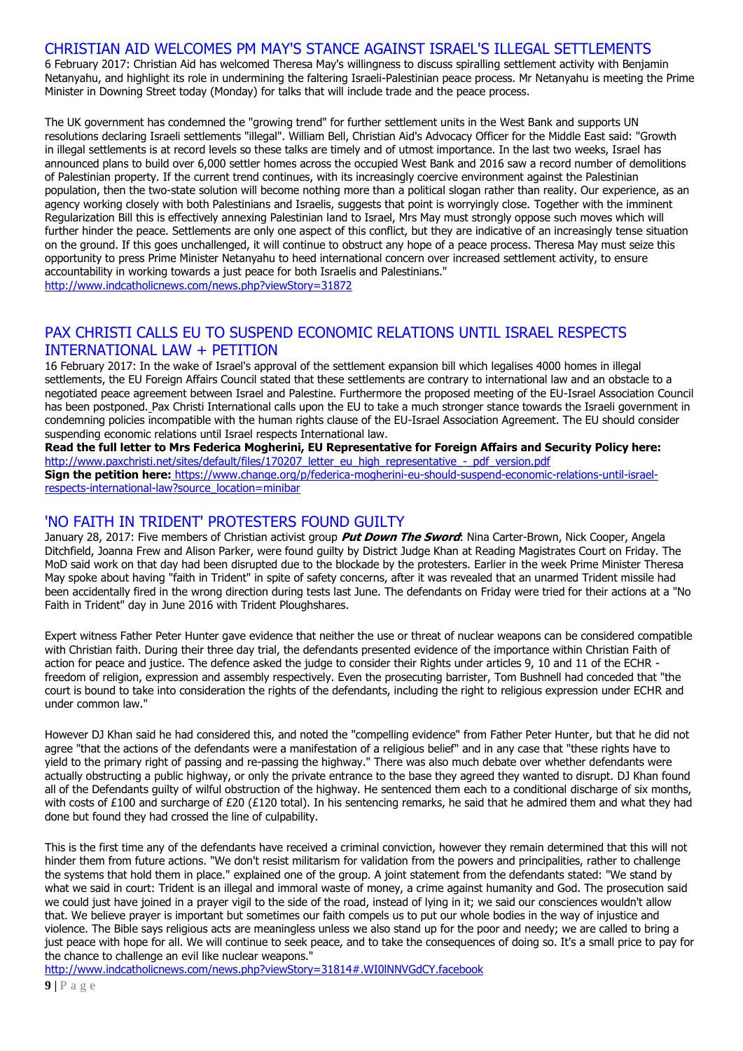## CHRISTIAN AID WELCOMES PM MAY'S STANCE AGAINST ISRAEL'S ILLEGAL SETTLEMENTS

6 February 2017: Christian Aid has welcomed Theresa May's willingness to discuss spiralling settlement activity with Benjamin Netanyahu, and highlight its role in undermining the faltering Israeli-Palestinian peace process. Mr Netanyahu is meeting the Prime Minister in Downing Street today (Monday) for talks that will include trade and the peace process.

The UK government has condemned the "growing trend" for further settlement units in the West Bank and supports UN resolutions declaring Israeli settlements "illegal". William Bell, Christian Aid's Advocacy Officer for the Middle East said: "Growth in illegal settlements is at record levels so these talks are timely and of utmost importance. In the last two weeks, Israel has announced plans to build over 6,000 settler homes across the occupied West Bank and 2016 saw a record number of demolitions of Palestinian property. If the current trend continues, with its increasingly coercive environment against the Palestinian population, then the two-state solution will become nothing more than a political slogan rather than reality. Our experience, as an agency working closely with both Palestinians and Israelis, suggests that point is worryingly close. Together with the imminent Regularization Bill this is effectively annexing Palestinian land to Israel, Mrs May must strongly oppose such moves which will further hinder the peace. Settlements are only one aspect of this conflict, but they are indicative of an increasingly tense situation on the ground. If this goes unchallenged, it will continue to obstruct any hope of a peace process. Theresa May must seize this opportunity to press Prime Minister Netanyahu to heed international concern over increased settlement activity, to ensure accountability in working towards a just peace for both Israelis and Palestinians."
http://www.indcatholicnews.com/news.php?viewStory=31872

## PAX CHRISTI CALLS EU TO SUSPEND ECONOMIC RELATIONS UNTIL ISRAEL RESPECTS INTERNATIONAL LAW + PETITION

16 February 2017: In the wake of Israel's approval of the settlement expansion bill which legalises 4000 homes in illegal settlements, the EU Foreign Affairs Council stated that these settlements are contrary to international law and an obstacle to a negotiated peace agreement between Israel and Palestine. Furthermore the proposed meeting of the EU-Israel Association Council has been postponed. Pax Christi International calls upon the EU to take a much stronger stance towards the Israeli government in condemning policies incompatible with the human rights clause of the EU-Israel Association Agreement. The EU should consider suspending economic relations until Israel respects International law.

**Read the full letter to Mrs Federica Mogherini, EU Representative for Foreign Affairs and Security Policy here:** http://www.paxchristi.net/sites/default/files/170207_letter_eu_high_representative_-_pdf_version.pdf

**Sign the petition here:** https://www.change.org/p/federica-mogherini-eu-should-suspend-economic-relations-until-israel-respects-international-law?source_location=minibar

## 'NO FAITH IN TRIDENT' PROTESTERS FOUND GUILTY

January 28, 2017: Five members of Christian activist group ***Put Down The Sword***: Nina Carter-Brown, Nick Cooper, Angela Ditchfield, Joanna Frew and Alison Parker, were found guilty by District Judge Khan at Reading Magistrates Court on Friday. The MoD said work on that day had been disrupted due to the blockade by the protesters. Earlier in the week Prime Minister Theresa May spoke about having "faith in Trident" in spite of safety concerns, after it was revealed that an unarmed Trident missile had been accidentally fired in the wrong direction during tests last June. The defendants on Friday were tried for their actions at a "No Faith in Trident" day in June 2016 with Trident Ploughshares.

Expert witness Father Peter Hunter gave evidence that neither the use or threat of nuclear weapons can be considered compatible with Christian faith. During their three day trial, the defendants presented evidence of the importance within Christian Faith of action for peace and justice. The defence asked the judge to consider their Rights under articles 9, 10 and 11 of the ECHR - freedom of religion, expression and assembly respectively. Even the prosecuting barrister, Tom Bushnell had conceded that "the court is bound to take into consideration the rights of the defendants, including the right to religious expression under ECHR and under common law."

However DJ Khan said he had considered this, and noted the "compelling evidence" from Father Peter Hunter, but that he did not agree "that the actions of the defendants were a manifestation of a religious belief" and in any case that "these rights have to yield to the primary right of passing and re-passing the highway." There was also much debate over whether defendants were actually obstructing a public highway, or only the private entrance to the base they agreed they wanted to disrupt. DJ Khan found all of the Defendants guilty of wilful obstruction of the highway. He sentenced them each to a conditional discharge of six months, with costs of £100 and surcharge of £20 (£120 total). In his sentencing remarks, he said that he admired them and what they had done but found they had crossed the line of culpability.

This is the first time any of the defendants have received a criminal conviction, however they remain determined that this will not hinder them from future actions. "We don't resist militarism for validation from the powers and principalities, rather to challenge the systems that hold them in place." explained one of the group. A joint statement from the defendants stated: "We stand by what we said in court: Trident is an illegal and immoral waste of money, a crime against humanity and God. The prosecution said we could just have joined in a prayer vigil to the side of the road, instead of lying in it; we said our consciences wouldn't allow that. We believe prayer is important but sometimes our faith compels us to put our whole bodies in the way of injustice and violence. The Bible says religious acts are meaningless unless we also stand up for the poor and needy; we are called to bring a just peace with hope for all. We will continue to seek peace, and to take the consequences of doing so. It's a small price to pay for the chance to challenge an evil like nuclear weapons."
http://www.indcatholicnews.com/news.php?viewStory=31814#.WI0lNNVGdCY.facebook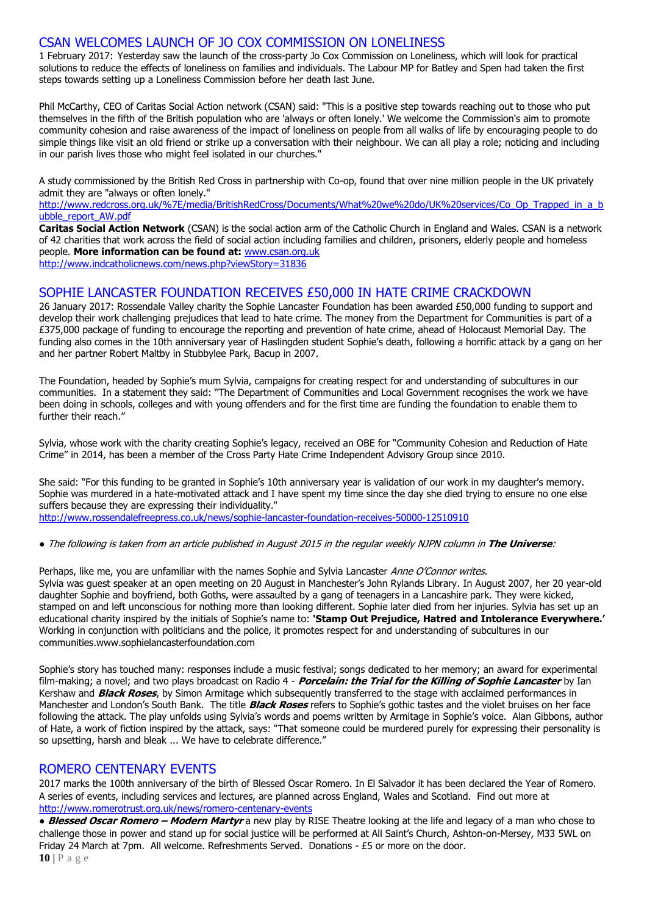## CSAN WELCOMES LAUNCH OF JO COX COMMISSION ON LONELINESS

1 February 2017: Yesterday saw the launch of the cross-party Jo Cox Commission on Loneliness, which will look for practical solutions to reduce the effects of loneliness on families and individuals. The Labour MP for Batley and Spen had taken the first steps towards setting up a Loneliness Commission before her death last June.

Phil McCarthy, CEO of Caritas Social Action network (CSAN) said: "This is a positive step towards reaching out to those who put themselves in the fifth of the British population who are 'always or often lonely.' We welcome the Commission's aim to promote community cohesion and raise awareness of the impact of loneliness on people from all walks of life by encouraging people to do simple things like visit an old friend or strike up a conversation with their neighbour. We can all play a role; noticing and including in our parish lives those who might feel isolated in our churches."

A study commissioned by the British Red Cross in partnership with Co-op, found that over nine million people in the UK privately admit they are "always or often lonely."
http://www.redcross.org.uk/%7E/media/BritishRedCross/Documents/What%20we%20do/UK%20services/Co_Op_Trapped_in_a_bubble_report_AW.pdf

**Caritas Social Action Network** (CSAN) is the social action arm of the Catholic Church in England and Wales. CSAN is a network of 42 charities that work across the field of social action including families and children, prisoners, elderly people and homeless people. **More information can be found at:** www.csan.org.uk
http://www.indcatholicnews.com/news.php?viewStory=31836

## SOPHIE LANCASTER FOUNDATION RECEIVES £50,000 IN HATE CRIME CRACKDOWN

26 January 2017: Rossendale Valley charity the Sophie Lancaster Foundation has been awarded £50,000 funding to support and develop their work challenging prejudices that lead to hate crime. The money from the Department for Communities is part of a £375,000 package of funding to encourage the reporting and prevention of hate crime, ahead of Holocaust Memorial Day. The funding also comes in the 10th anniversary year of Haslingden student Sophie's death, following a horrific attack by a gang on her and her partner Robert Maltby in Stubbylee Park, Bacup in 2007.

The Foundation, headed by Sophie's mum Sylvia, campaigns for creating respect for and understanding of subcultures in our communities. In a statement they said: "The Department of Communities and Local Government recognises the work we have been doing in schools, colleges and with young offenders and for the first time are funding the foundation to enable them to further their reach."

Sylvia, whose work with the charity creating Sophie's legacy, received an OBE for "Community Cohesion and Reduction of Hate Crime" in 2014, has been a member of the Cross Party Hate Crime Independent Advisory Group since 2010.

She said: "For this funding to be granted in Sophie's 10th anniversary year is validation of our work in my daughter's memory. Sophie was murdered in a hate-motivated attack and I have spent my time since the day she died trying to ensure no one else suffers because they are expressing their individuality."
http://www.rossendalefreepress.co.uk/news/sophie-lancaster-foundation-receives-50000-12510910

● *The following is taken from an article published in August 2015 in the regular weekly NJPN column in* ***The Universe****:*

Perhaps, like me, you are unfamiliar with the names Sophie and Sylvia Lancaster *Anne O'Connor writes.*
Sylvia was guest speaker at an open meeting on 20 August in Manchester's John Rylands Library. In August 2007, her 20 year-old daughter Sophie and boyfriend, both Goths, were assaulted by a gang of teenagers in a Lancashire park. They were kicked, stamped on and left unconscious for nothing more than looking different. Sophie later died from her injuries. Sylvia has set up an educational charity inspired by the initials of Sophie's name to: **'Stamp Out Prejudice, Hatred and Intolerance Everywhere.'** Working in conjunction with politicians and the police, it promotes respect for and understanding of subcultures in our communities.www.sophielancasterfoundation.com

Sophie's story has touched many: responses include a music festival; songs dedicated to her memory; an award for experimental film-making; a novel; and two plays broadcast on Radio 4 - ***Porcelain: the Trial for the Killing of Sophie Lancaster*** by Ian Kershaw and ***Black Roses***, by Simon Armitage which subsequently transferred to the stage with acclaimed performances in Manchester and London's South Bank. The title ***Black Roses*** refers to Sophie's gothic tastes and the violet bruises on her face following the attack. The play unfolds using Sylvia's words and poems written by Armitage in Sophie's voice. Alan Gibbons, author of Hate, a work of fiction inspired by the attack, says: "That someone could be murdered purely for expressing their personality is so upsetting, harsh and bleak ... We have to celebrate difference."

## ROMERO CENTENARY EVENTS

2017 marks the 100th anniversary of the birth of Blessed Oscar Romero. In El Salvador it has been declared the Year of Romero. A series of events, including services and lectures, are planned across England, Wales and Scotland. Find out more at http://www.romerotrust.org.uk/news/romero-centenary-events

● ***Blessed Oscar Romero – Modern Martyr*** a new play by RISE Theatre looking at the life and legacy of a man who chose to challenge those in power and stand up for social justice will be performed at All Saint's Church, Ashton-on-Mersey, M33 5WL on Friday 24 March at 7pm. All welcome. Refreshments Served. Donations - £5 or more on the door.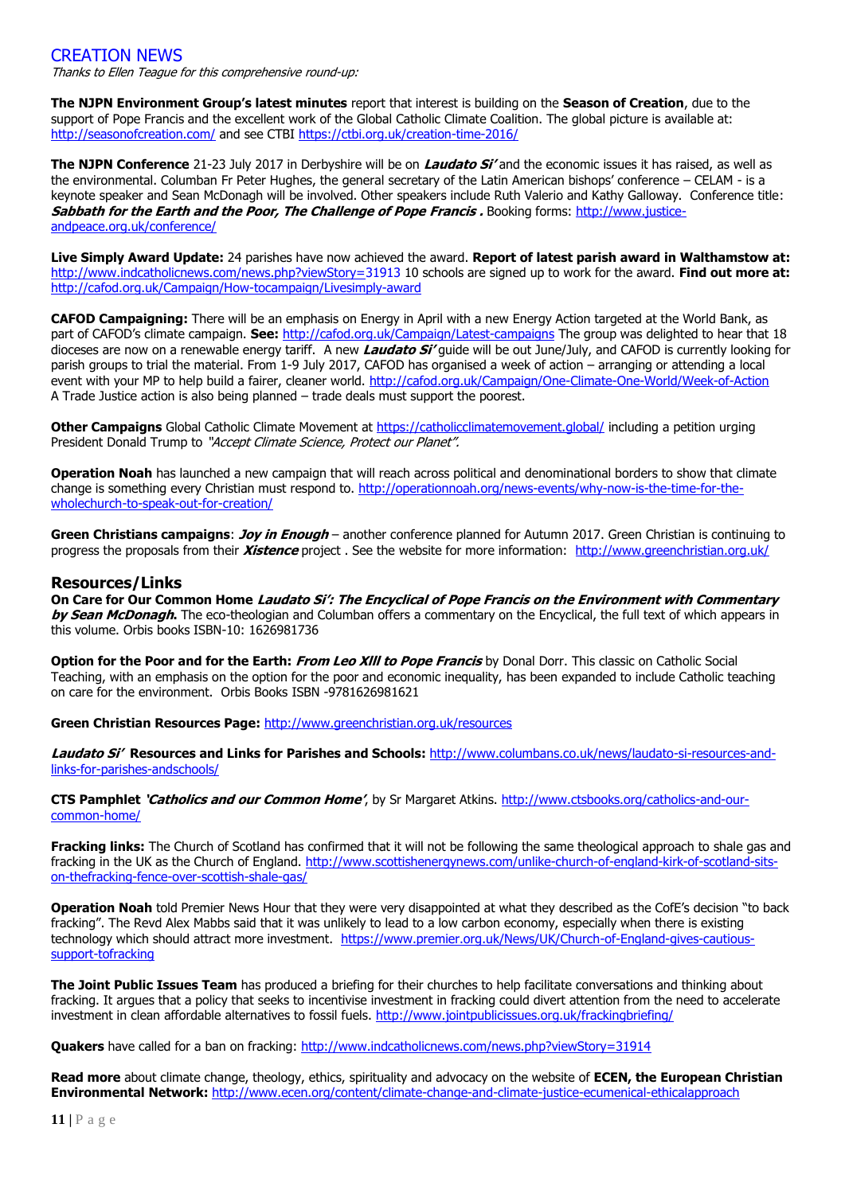## CREATION NEWS

*Thanks to Ellen Teague for this comprehensive round-up:*

**The NJPN Environment Group's latest minutes** report that interest is building on the **Season of Creation**, due to the support of Pope Francis and the excellent work of the Global Catholic Climate Coalition. The global picture is available at: http://seasonofcreation.com/ and see CTBI https://ctbi.org.uk/creation-time-2016/

**The NJPN Conference** 21-23 July 2017 in Derbyshire will be on ***Laudato Si'*** and the economic issues it has raised, as well as the environmental. Columban Fr Peter Hughes, the general secretary of the Latin American bishops' conference – CELAM - is a keynote speaker and Sean McDonagh will be involved. Other speakers include Ruth Valerio and Kathy Galloway. Conference title: ***Sabbath for the Earth and the Poor, The Challenge of Pope Francis .*** Booking forms: http://www.justice-andpeace.org.uk/conference/

**Live Simply Award Update:** 24 parishes have now achieved the award. **Report of latest parish award in Walthamstow at:** http://www.indcatholicnews.com/news.php?viewStory=31913 10 schools are signed up to work for the award. **Find out more at:** http://cafod.org.uk/Campaign/How-tocampaign/Livesimply-award

**CAFOD Campaigning:** There will be an emphasis on Energy in April with a new Energy Action targeted at the World Bank, as part of CAFOD's climate campaign. **See:** http://cafod.org.uk/Campaign/Latest-campaigns The group was delighted to hear that 18 dioceses are now on a renewable energy tariff. A new ***Laudato Si'*** guide will be out June/July, and CAFOD is currently looking for parish groups to trial the material. From 1-9 July 2017, CAFOD has organised a week of action – arranging or attending a local event with your MP to help build a fairer, cleaner world. http://cafod.org.uk/Campaign/One-Climate-One-World/Week-of-Action A Trade Justice action is also being planned – trade deals must support the poorest.

**Other Campaigns** Global Catholic Climate Movement at https://catholicclimatemovement.global/ including a petition urging President Donald Trump to *"Accept Climate Science, Protect our Planet".*

**Operation Noah** has launched a new campaign that will reach across political and denominational borders to show that climate change is something every Christian must respond to. http://operationnoah.org/news-events/why-now-is-the-time-for-the-wholechurch-to-speak-out-for-creation/

**Green Christians campaigns**: ***Joy in Enough*** – another conference planned for Autumn 2017. Green Christian is continuing to progress the proposals from their ***Xistence*** project . See the website for more information: http://www.greenchristian.org.uk/

### Resources/Links

**On Care for Our Common Home *Laudato Si': The Encyclical of Pope Francis on the Environment with Commentary by Sean McDonagh*.** The eco-theologian and Columban offers a commentary on the Encyclical, the full text of which appears in this volume. Orbis books ISBN-10: 1626981736

**Option for the Poor and for the Earth: *From Leo XIII to Pope Francis*** by Donal Dorr. This classic on Catholic Social Teaching, with an emphasis on the option for the poor and economic inequality, has been expanded to include Catholic teaching on care for the environment. Orbis Books ISBN -9781626981621

**Green Christian Resources Page:** http://www.greenchristian.org.uk/resources

***Laudato Si'* Resources and Links for Parishes and Schools:** http://www.columbans.co.uk/news/laudato-si-resources-and-links-for-parishes-andschools/

**CTS Pamphlet *'Catholics and our Common Home'***, by Sr Margaret Atkins. http://www.ctsbooks.org/catholics-and-our-common-home/

**Fracking links:** The Church of Scotland has confirmed that it will not be following the same theological approach to shale gas and fracking in the UK as the Church of England. http://www.scottishenergynews.com/unlike-church-of-england-kirk-of-scotland-sits-on-thefracking-fence-over-scottish-shale-gas/

**Operation Noah** told Premier News Hour that they were very disappointed at what they described as the CofE's decision "to back fracking". The Revd Alex Mabbs said that it was unlikely to lead to a low carbon economy, especially when there is existing technology which should attract more investment. https://www.premier.org.uk/News/UK/Church-of-England-gives-cautious-support-tofracking

**The Joint Public Issues Team** has produced a briefing for their churches to help facilitate conversations and thinking about fracking. It argues that a policy that seeks to incentivise investment in fracking could divert attention from the need to accelerate investment in clean affordable alternatives to fossil fuels. http://www.jointpublicissues.org.uk/frackingbriefing/

**Quakers** have called for a ban on fracking: http://www.indcatholicnews.com/news.php?viewStory=31914

**Read more** about climate change, theology, ethics, spirituality and advocacy on the website of **ECEN, the European Christian Environmental Network:** http://www.ecen.org/content/climate-change-and-climate-justice-ecumenical-ethicalapproach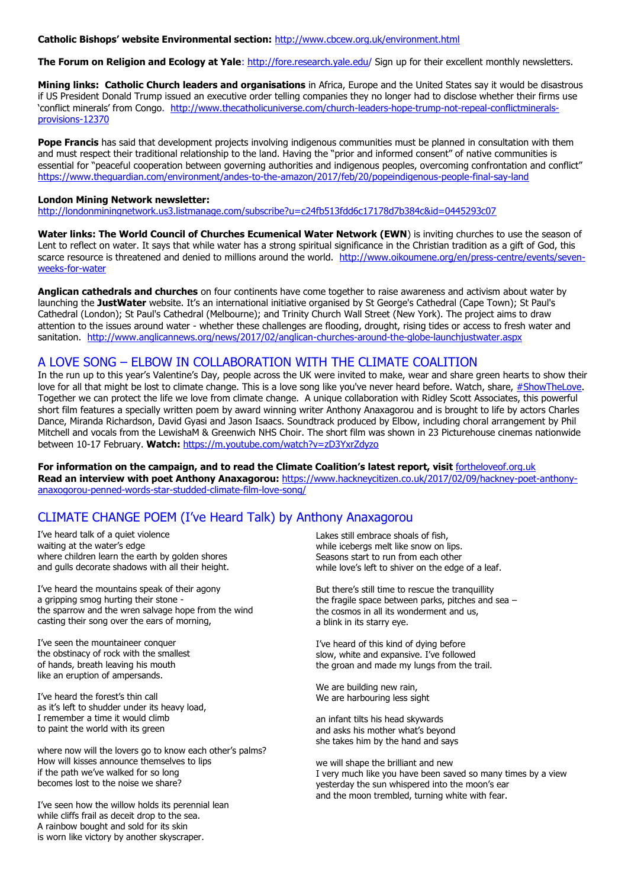**Catholic Bishops' website Environmental section:** http://www.cbcew.org.uk/environment.html

**The Forum on Religion and Ecology at Yale**: http://fore.research.yale.edu/ Sign up for their excellent monthly newsletters.

**Mining links: Catholic Church leaders and organisations** in Africa, Europe and the United States say it would be disastrous if US President Donald Trump issued an executive order telling companies they no longer had to disclose whether their firms use 'conflict minerals' from Congo. http://www.thecatholicuniverse.com/church-leaders-hope-trump-not-repeal-conflictminerals-provisions-12370

**Pope Francis** has said that development projects involving indigenous communities must be planned in consultation with them and must respect their traditional relationship to the land. Having the "prior and informed consent" of native communities is essential for "peaceful cooperation between governing authorities and indigenous peoples, overcoming confrontation and conflict" https://www.theguardian.com/environment/andes-to-the-amazon/2017/feb/20/popeindigenous-people-final-say-land

**London Mining Network newsletter:**
http://londonminingnetwork.us3.listmanage.com/subscribe?u=c24fb513fdd6c17178d7b384c&id=0445293c07

**Water links: The World Council of Churches Ecumenical Water Network (EWN**) is inviting churches to use the season of Lent to reflect on water. It says that while water has a strong spiritual significance in the Christian tradition as a gift of God, this scarce resource is threatened and denied to millions around the world. http://www.oikoumene.org/en/press-centre/events/seven-weeks-for-water

**Anglican cathedrals and churches** on four continents have come together to raise awareness and activism about water by launching the **JustWater** website. It's an international initiative organised by St George's Cathedral (Cape Town); St Paul's Cathedral (London); St Paul's Cathedral (Melbourne); and Trinity Church Wall Street (New York). The project aims to draw attention to the issues around water - whether these challenges are flooding, drought, rising tides or access to fresh water and sanitation. http://www.anglicannews.org/news/2017/02/anglican-churches-around-the-globe-launchjustwater.aspx

## A LOVE SONG – ELBOW IN COLLABORATION WITH THE CLIMATE COALITION

In the run up to this year's Valentine's Day, people across the UK were invited to make, wear and share green hearts to show their love for all that might be lost to climate change. This is a love song like you've never heard before. Watch, share, #ShowTheLove. Together we can protect the life we love from climate change. A unique collaboration with Ridley Scott Associates, this powerful short film features a specially written poem by award winning writer Anthony Anaxagorou and is brought to life by actors Charles Dance, Miranda Richardson, David Gyasi and Jason Isaacs. Soundtrack produced by Elbow, including choral arrangement by Phil Mitchell and vocals from the LewishaM & Greenwich NHS Choir. The short film was shown in 23 Picturehouse cinemas nationwide between 10-17 February. **Watch:** https://m.youtube.com/watch?v=zD3YxrZdyzo

**For information on the campaign, and to read the Climate Coalition's latest report, visit** fortheloveof.org.uk
**Read an interview with poet Anthony Anaxagorou:** https://www.hackneycitizen.co.uk/2017/02/09/hackney-poet-anthony-anaxogorou-penned-words-star-studded-climate-film-love-song/

## CLIMATE CHANGE POEM (I've Heard Talk) by Anthony Anaxagorou

I've heard talk of a quiet violence
waiting at the water's edge
where children learn the earth by golden shores
and gulls decorate shadows with all their height.

I've heard the mountains speak of their agony
a gripping smog hurting their stone -
the sparrow and the wren salvage hope from the wind
casting their song over the ears of morning,

I've seen the mountaineer conquer
the obstinacy of rock with the smallest
of hands, breath leaving his mouth
like an eruption of ampersands.

I've heard the forest's thin call
as it's left to shudder under its heavy load,
I remember a time it would climb
to paint the world with its green

where now will the lovers go to know each other's palms?
How will kisses announce themselves to lips
if the path we've walked for so long
becomes lost to the noise we share?

I've seen how the willow holds its perennial lean
while cliffs frail as deceit drop to the sea.
A rainbow bought and sold for its skin
is worn like victory by another skyscraper.

Lakes still embrace shoals of fish,
while icebergs melt like snow on lips.
Seasons start to run from each other
while love's left to shiver on the edge of a leaf.

But there's still time to rescue the tranquillity
the fragile space between parks, pitches and sea –
the cosmos in all its wonderment and us,
a blink in its starry eye.

I've heard of this kind of dying before
slow, white and expansive. I've followed
the groan and made my lungs from the trail.

We are building new rain,
We are harbouring less sight

an infant tilts his head skywards
and asks his mother what's beyond
she takes him by the hand and says

we will shape the brilliant and new
I very much like you have been saved so many times by a view
yesterday the sun whispered into the moon's ear
and the moon trembled, turning white with fear.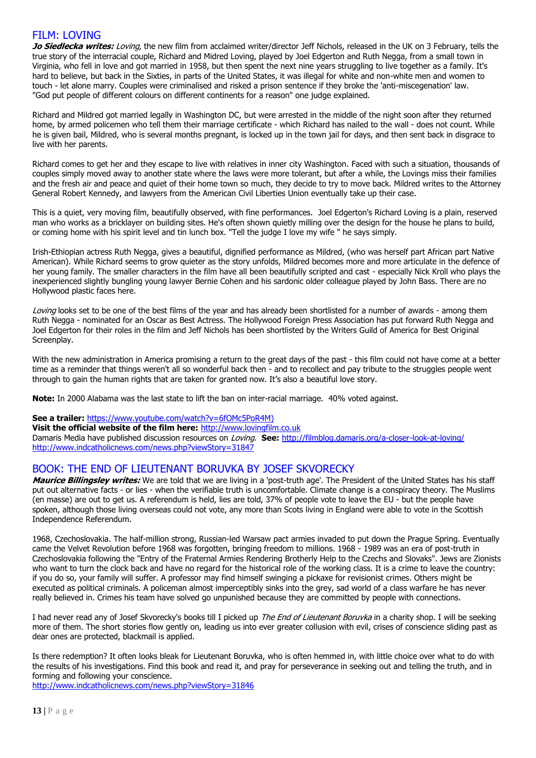## FILM: LOVING

***Jo Siedlecka writes:*** *Loving*, the new film from acclaimed writer/director Jeff Nichols, released in the UK on 3 February, tells the true story of the interracial couple, Richard and Midred Loving, played by Joel Edgerton and Ruth Negga, from a small town in Virginia, who fell in love and got married in 1958, but then spent the next nine years struggling to live together as a family. It's hard to believe, but back in the Sixties, in parts of the United States, it was illegal for white and non-white men and women to touch - let alone marry. Couples were criminalised and risked a prison sentence if they broke the 'anti-miscegenation' law. "God put people of different colours on different continents for a reason" one judge explained.

Richard and Mildred got married legally in Washington DC, but were arrested in the middle of the night soon after they returned home, by armed policemen who tell them their marriage certificate - which Richard has nailed to the wall - does not count. While he is given bail, Mildred, who is several months pregnant, is locked up in the town jail for days, and then sent back in disgrace to live with her parents.

Richard comes to get her and they escape to live with relatives in inner city Washington. Faced with such a situation, thousands of couples simply moved away to another state where the laws were more tolerant, but after a while, the Lovings miss their families and the fresh air and peace and quiet of their home town so much, they decide to try to move back. Mildred writes to the Attorney General Robert Kennedy, and lawyers from the American Civil Liberties Union eventually take up their case.

This is a quiet, very moving film, beautifully observed, with fine performances. Joel Edgerton's Richard Loving is a plain, reserved man who works as a bricklayer on building sites. He's often shown quietly milling over the design for the house he plans to build, or coming home with his spirit level and tin lunch box. "Tell the judge I love my wife " he says simply.

Irish-Ethiopian actress Ruth Negga, gives a beautiful, dignified performance as Mildred, (who was herself part African part Native American). While Richard seems to grow quieter as the story unfolds, Mildred becomes more and more articulate in the defence of her young family. The smaller characters in the film have all been beautifully scripted and cast - especially Nick Kroll who plays the inexperienced slightly bungling young lawyer Bernie Cohen and his sardonic older colleague played by John Bass. There are no Hollywood plastic faces here.

*Loving* looks set to be one of the best films of the year and has already been shortlisted for a number of awards - among them Ruth Negga - nominated for an Oscar as Best Actress. The Hollywood Foreign Press Association has put forward Ruth Negga and Joel Edgerton for their roles in the film and Jeff Nichols has been shortlisted by the Writers Guild of America for Best Original Screenplay.

With the new administration in America promising a return to the great days of the past - this film could not have come at a better time as a reminder that things weren't all so wonderful back then - and to recollect and pay tribute to the struggles people went through to gain the human rights that are taken for granted now. It's also a beautiful love story.

**Note:** In 2000 Alabama was the last state to lift the ban on inter-racial marriage. 40% voted against.

**See a trailer:** https://www.youtube.com/watch?v=6fOMc5PoR4M)
**Visit the official website of the film here:** http://www.lovingfilm.co.uk
Damaris Media have published discussion resources on *Loving*. **See:** http://filmblog.damaris.org/a-closer-look-at-loving/
http://www.indcatholicnews.com/news.php?viewStory=31847

## BOOK: THE END OF LIEUTENANT BORUVKA BY JOSEF SKVORECKY

***Maurice Billingsley writes:*** We are told that we are living in a 'post-truth age'. The President of the United States has his staff put out alternative facts - or lies - when the verifiable truth is uncomfortable. Climate change is a conspiracy theory. The Muslims (en masse) are out to get us. A referendum is held, lies are told, 37% of people vote to leave the EU - but the people have spoken, although those living overseas could not vote, any more than Scots living in England were able to vote in the Scottish Independence Referendum.

1968, Czechoslovakia. The half-million strong, Russian-led Warsaw pact armies invaded to put down the Prague Spring. Eventually came the Velvet Revolution before 1968 was forgotten, bringing freedom to millions. 1968 - 1989 was an era of post-truth in Czechoslovakia following the "Entry of the Fraternal Armies Rendering Brotherly Help to the Czechs and Slovaks". Jews are Zionists who want to turn the clock back and have no regard for the historical role of the working class. It is a crime to leave the country: if you do so, your family will suffer. A professor may find himself swinging a pickaxe for revisionist crimes. Others might be executed as political criminals. A policeman almost imperceptibly sinks into the grey, sad world of a class warfare he has never really believed in. Crimes his team have solved go unpunished because they are committed by people with connections.

I had never read any of Josef Skvorecky's books till I picked up *The End of Lieutenant Boruvka* in a charity shop. I will be seeking more of them. The short stories flow gently on, leading us into ever greater collusion with evil, crises of conscience sliding past as dear ones are protected, blackmail is applied.

Is there redemption? It often looks bleak for Lieutenant Boruvka, who is often hemmed in, with little choice over what to do with the results of his investigations. Find this book and read it, and pray for perseverance in seeking out and telling the truth, and in forming and following your conscience.
http://www.indcatholicnews.com/news.php?viewStory=31846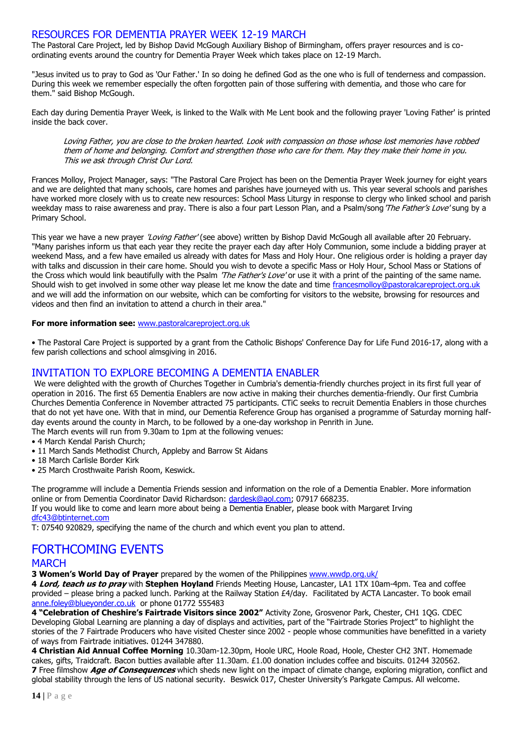## RESOURCES FOR DEMENTIA PRAYER WEEK 12-19 MARCH

The Pastoral Care Project, led by Bishop David McGough Auxiliary Bishop of Birmingham, offers prayer resources and is co-ordinating events around the country for Dementia Prayer Week which takes place on 12-19 March.

"Jesus invited us to pray to God as 'Our Father.' In so doing he defined God as the one who is full of tenderness and compassion. During this week we remember especially the often forgotten pain of those suffering with dementia, and those who care for them." said Bishop McGough.

Each day during Dementia Prayer Week, is linked to the Walk with Me Lent book and the following prayer 'Loving Father' is printed inside the back cover.

> *Loving Father, you are close to the broken hearted. Look with compassion on those whose lost memories have robbed them of home and belonging. Comfort and strengthen those who care for them. May they make their home in you. This we ask through Christ Our Lord.*

Frances Molloy, Project Manager, says: "The Pastoral Care Project has been on the Dementia Prayer Week journey for eight years and we are delighted that many schools, care homes and parishes have journeyed with us. This year several schools and parishes have worked more closely with us to create new resources: School Mass Liturgy in response to clergy who linked school and parish weekday mass to raise awareness and pray. There is also a four part Lesson Plan, and a Psalm/song *'The Father's Love'* sung by a Primary School.

This year we have a new prayer *'Loving Father'* (see above) written by Bishop David McGough all available after 20 February. "Many parishes inform us that each year they recite the prayer each day after Holy Communion, some include a bidding prayer at weekend Mass, and a few have emailed us already with dates for Mass and Holy Hour. One religious order is holding a prayer day with talks and discussion in their care home. Should you wish to devote a specific Mass or Holy Hour, School Mass or Stations of the Cross which would link beautifully with the Psalm *'The Father's Love'* or use it with a print of the painting of the same name. Should wish to get involved in some other way please let me know the date and time francesmolloy@pastoralcareproject.org.uk and we will add the information on our website, which can be comforting for visitors to the website, browsing for resources and videos and then find an invitation to attend a church in their area."

**For more information see:** www.pastoralcareproject.org.uk

• The Pastoral Care Project is supported by a grant from the Catholic Bishops' Conference Day for Life Fund 2016-17, along with a few parish collections and school almsgiving in 2016.

## INVITATION TO EXPLORE BECOMING A DEMENTIA ENABLER

We were delighted with the growth of Churches Together in Cumbria's dementia-friendly churches project in its first full year of operation in 2016. The first 65 Dementia Enablers are now active in making their churches dementia-friendly. Our first Cumbria Churches Dementia Conference in November attracted 75 participants. CTiC seeks to recruit Dementia Enablers in those churches that do not yet have one. With that in mind, our Dementia Reference Group has organised a programme of Saturday morning half-day events around the county in March, to be followed by a one-day workshop in Penrith in June.

The March events will run from 9.30am to 1pm at the following venues:

- 4 March Kendal Parish Church;
- 11 March Sands Methodist Church, Appleby and Barrow St Aidans
- 18 March Carlisle Border Kirk
- 25 March Crosthwaite Parish Room, Keswick.

The programme will include a Dementia Friends session and information on the role of a Dementia Enabler. More information online or from Dementia Coordinator David Richardson: dardesk@aol.com; 07917 668235.
If you would like to come and learn more about being a Dementia Enabler, please book with Margaret Irving dfc43@btinternet.com
T: 07540 920829, specifying the name of the church and which event you plan to attend.

# FORTHCOMING EVENTS

## MARCH

**3 Women's World Day of Prayer** prepared by the women of the Philippines www.wwdp.org.uk/

**4 *Lord, teach us to pray*** with **Stephen Hoyland** Friends Meeting House, Lancaster, LA1 1TX 10am-4pm. Tea and coffee provided – please bring a packed lunch. Parking at the Railway Station £4/day. Facilitated by ACTA Lancaster. To book email anne.foley@blueyonder.co.uk or phone 01772 555483

**4 "Celebration of Cheshire's Fairtrade Visitors since 2002"** Activity Zone, Grosvenor Park, Chester, CH1 1QG. CDEC Developing Global Learning are planning a day of displays and activities, part of the "Fairtrade Stories Project" to highlight the stories of the 7 Fairtrade Producers who have visited Chester since 2002 - people whose communities have benefitted in a variety of ways from Fairtrade initiatives. 01244 347880.

**4 Christian Aid Annual Coffee Morning** 10.30am-12.30pm, Hoole URC, Hoole Road, Hoole, Chester CH2 3NT. Homemade cakes, gifts, Traidcraft. Bacon butties available after 11.30am. £1.00 donation includes coffee and biscuits. 01244 320562.

**7** Free filmshow ***Age of Consequences*** which sheds new light on the impact of climate change, exploring migration, conflict and global stability through the lens of US national security. Beswick 017, Chester University's Parkgate Campus. All welcome.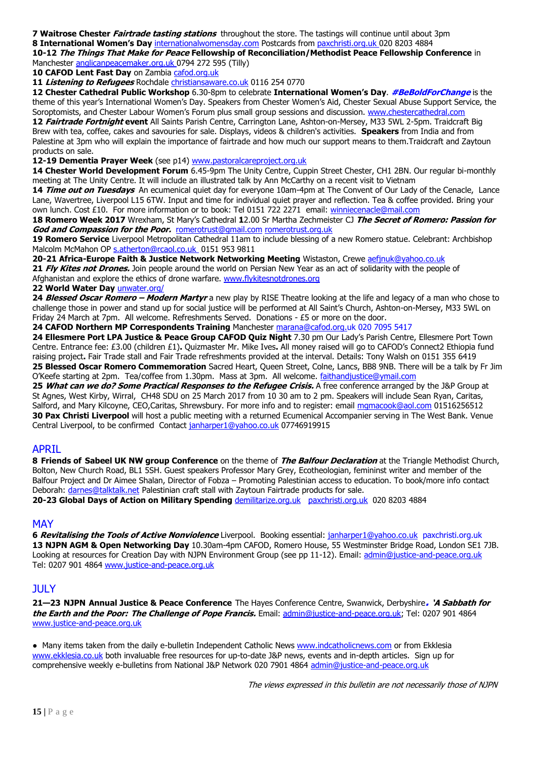**7 Waitrose Chester *Fairtrade tasting stations*** throughout the store. The tastings will continue until about 3pm

**8 International Women's Day** internationalwomensday.com Postcards from paxchristi.org.uk 020 8203 4884

**10-12 *The Things That Make for Peace* Fellowship of Reconciliation/Methodist Peace Fellowship Conference** in Manchester anglicanpeacemaker.org.uk 0794 272 595 (Tilly)

**10 CAFOD Lent Fast Day** on Zambia cafod.org.uk

**11 *Listening to Refugees*** Rochdale christiansaware.co.uk 0116 254 0770

**12 Chester Cathedral Public Workshop** 6.30-8pm to celebrate **International Women's Day**. ***#BeBoldForChange*** is the theme of this year's International Women's Day. Speakers from Chester Women's Aid, Chester Sexual Abuse Support Service, the Soroptomists, and Chester Labour Women's Forum plus small group sessions and discussion. www.chestercathedral.com

**12 *Fairtrade Fortnight* event** All Saints Parish Centre, Carrington Lane, Ashton-on-Mersey, M33 5WL 2-5pm. Traidcraft Big Brew with tea, coffee, cakes and savouries for sale. Displays, videos & children's activities. **Speakers** from India and from Palestine at 3pm who will explain the importance of fairtrade and how much our support means to them.Traidcraft and Zaytoun products on sale.

**12-19 Dementia Prayer Week** (see p14) www.pastoralcareproject.org.uk

**14 Chester World Development Forum** 6.45-9pm The Unity Centre, Cuppin Street Chester, CH1 2BN. Our regular bi-monthly meeting at The Unity Centre. It will include an illustrated talk by Ann McCarthy on a recent visit to Vietnam

**14 *Time out on Tuesdays*** An ecumenical quiet day for everyone 10am-4pm at The Convent of Our Lady of the Cenacle, Lance Lane, Wavertree, Liverpool L15 6TW. Input and time for individual quiet prayer and reflection. Tea & coffee provided. Bring your own lunch. Cost £10. For more information or to book: Tel 0151 722 2271 email: winniecenacle@mail.com

**18 Romero Week 2017** Wrexham, St Mary's Cathedral **1**2.00 Sr Martha Zechmeister CJ ***The Secret of Romero: Passion for God and Compassion for the Poor.*** romerotrust@gmail.com romerotrust.org.uk

**19 Romero Service** Liverpool Metropolitan Cathedral 11am to include blessing of a new Romero statue. Celebrant: Archbishop Malcolm McMahon OP s.atherton@rcaol.co.uk 0151 953 9811

**20-21 Africa-Europe Faith & Justice Network Networking Meeting** Wistaston, Crewe aefjnuk@yahoo.co.uk

**21 *Fly Kites not Drones.*** Join people around the world on Persian New Year as an act of solidarity with the people of Afghanistan and explore the ethics of drone warfare. www.flykitesnotdrones.org

**22 World Water Day** unwater.org/

**24 *Blessed Oscar Romero – Modern Martyr*** a new play by RISE Theatre looking at the life and legacy of a man who chose to challenge those in power and stand up for social justice will be performed at All Saint's Church, Ashton-on-Mersey, M33 5WL on Friday 24 March at 7pm. All welcome. Refreshments Served. Donations - £5 or more on the door.

**24 CAFOD Northern MP Correspondents Training** Manchester marana@cafod.org.uk 020 7095 5417

**24 Ellesmere Port LPA Justice & Peace Group CAFOD Quiz Night** 7.30 pm Our Lady's Parish Centre, Ellesmere Port Town Centre. Entrance fee: £3.00 (children £1)**.** Quizmaster Mr. Mike Ives**.** All money raised will go to CAFOD's Connect2 Ethiopia fund raising project**.** Fair Trade stall and Fair Trade refreshments provided at the interval. Details: Tony Walsh on 0151 355 6419

**25 Blessed Oscar Romero Commemoration** Sacred Heart, Queen Street, Colne, Lancs, BB8 9NB. There will be a talk by Fr Jim O'Keefe starting at 2pm. Tea/coffee from 1.30pm. Mass at 3pm. All welcome. faithandjustice@ymail.com

**25 *What can we do? Some Practical Responses to the Refugee Crisis.*** A free conference arranged by the J&P Group at St Agnes, West Kirby, Wirral, CH48 SDU on 25 March 2017 from 10 30 am to 2 pm. Speakers will include Sean Ryan, Caritas, Salford, and Mary Kilcoyne, CEO,Caritas, Shrewsbury. For more info and to register: email mgmacook@aol.com 01516256512

**30 Pax Christi Liverpool** will host a public meeting with a returned Ecumenical Accompanier serving in The West Bank. Venue Central Liverpool, to be confirmed Contact janharper1@yahoo.co.uk 07746919915

## APRIL

**8 Friends of Sabeel UK NW group Conference** on the theme of ***The Balfour Declaration*** at the Triangle Methodist Church, Bolton, New Church Road, BL1 5SH. Guest speakers Professor Mary Grey, Ecotheologian, femininst writer and member of the Balfour Project and Dr Aimee Shalan, Director of Fobza – Promoting Palestinian access to education. To book/more info contact Deborah: darnes@talktalk.net Palestinian craft stall with Zaytoun Fairtrade products for sale.

**20-23 Global Days of Action on Military Spending** demilitarize.org.uk paxchristi.org.uk 020 8203 4884

## MAY

**6 *Revitalising the Tools of Active Nonviolence*** Liverpool. Booking essential: janharper1@yahoo.co.uk paxchristi.org.uk

**13 NJPN AGM & Open Networking Day** 10.30am-4pm CAFOD, Romero House, 55 Westminster Bridge Road, London SE1 7JB. Looking at resources for Creation Day with NJPN Environment Group (see pp 11-12). Email: admin@justice-and-peace.org.uk Tel: 0207 901 4864 www.justice-and-peace.org.uk

## JULY

**21—23 NJPN Annual Justice & Peace Conference** The Hayes Conference Centre, Swanwick, Derbyshire***. 'A Sabbath for the Earth and the Poor: The Challenge of Pope Francis.*** Email: admin@justice-and-peace.org.uk; Tel: 0207 901 4864 www.justice-and-peace.org.uk

- Many items taken from the daily e-bulletin Independent Catholic News www.indcatholicnews.com or from Ekklesia www.ekklesia.co.uk both invaluable free resources for up-to-date J&P news, events and in-depth articles. Sign up for comprehensive weekly e-bulletins from National J&P Network 020 7901 4864 admin@justice-and-peace.org.uk

*The views expressed in this bulletin are not necessarily those of NJPN*